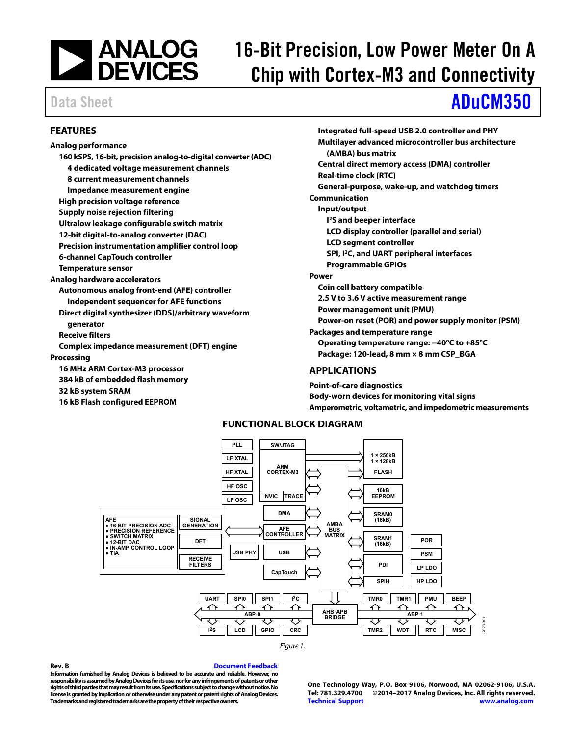# 16-Bit Precision, Low Power Meter On A Chip with Cortex-M3 and Connectivity

Data Sheet

# ADuCM350

## FEATURES

**Analog performance**

- **160 kSPS, 16-bit, precision analog-to-digital converter (ADC)**
  - **4 dedicated voltage measurement channels**
  - **8 current measurement channels**
  - **Impedance measurement engine**
- **High precision voltage reference**
- **Supply noise rejection filtering**
- **Ultralow leakage configurable switch matrix**
- **12-bit digital-to-analog converter (DAC)**
- **Precision instrumentation amplifier control loop**
- **6-channel CapTouch controller**
- **Temperature sensor**

**Analog hardware accelerators**

- **Autonomous analog front-end (AFE) controller**
  - **Independent sequencer for AFE functions**
- **Direct digital synthesizer (DDS)/arbitrary waveform generator**
- **Receive filters**
- **Complex impedance measurement (DFT) engine**

**Processing**

- **16 MHz ARM Cortex-M3 processor**
- **384 kB of embedded flash memory**
- **32 kB system SRAM**
- **16 kB Flash configured EEPROM**
- **Integrated full-speed USB 2.0 controller and PHY**
- **Multilayer advanced microcontroller bus architecture (AMBA) bus matrix**
- **Central direct memory access (DMA) controller**
- **Real-time clock (RTC)**
- **General-purpose, wake-up, and watchdog timers**

**Communication**

- **Input/output**
  - **I²S and beeper interface**
  - **LCD display controller (parallel and serial)**
  - **LCD segment controller**
  - **SPI, I²C, and UART peripheral interfaces**
  - **Programmable GPIOs**

**Power**

- **Coin cell battery compatible**
- **2.5 V to 3.6 V active measurement range**
- **Power management unit (PMU)**
- **Power-on reset (POR) and power supply monitor (PSM)**

**Packages and temperature range**

- **Operating temperature range: −40°C to +85°C**
- **Package: 120-lead, 8 mm × 8 mm CSP_BGA**

## APPLICATIONS

**Point-of-care diagnostics**
**Body-worn devices for monitoring vital signs**
**Amperometric, voltametric, and impedometric measurements**

## FUNCTIONAL BLOCK DIAGRAM

Figure 1.

Rev. B

Document Feedback

Information furnished by Analog Devices is believed to be accurate and reliable. However, no responsibility is assumed by Analog Devices for its use, nor for any infringements of patents or other rights of third parties that may result from its use. Specifications subject to change without notice. No license is granted by implication or otherwise under any patent or patent rights of Analog Devices. Trademarks and registered trademarks are the property of their respective owners.

One Technology Way, P.O. Box 9106, Norwood, MA 02062-9106, U.S.A.
Tel: 781.329.4700 ©2014–2017 Analog Devices, Inc. All rights reserved.
Technical Support www.analog.com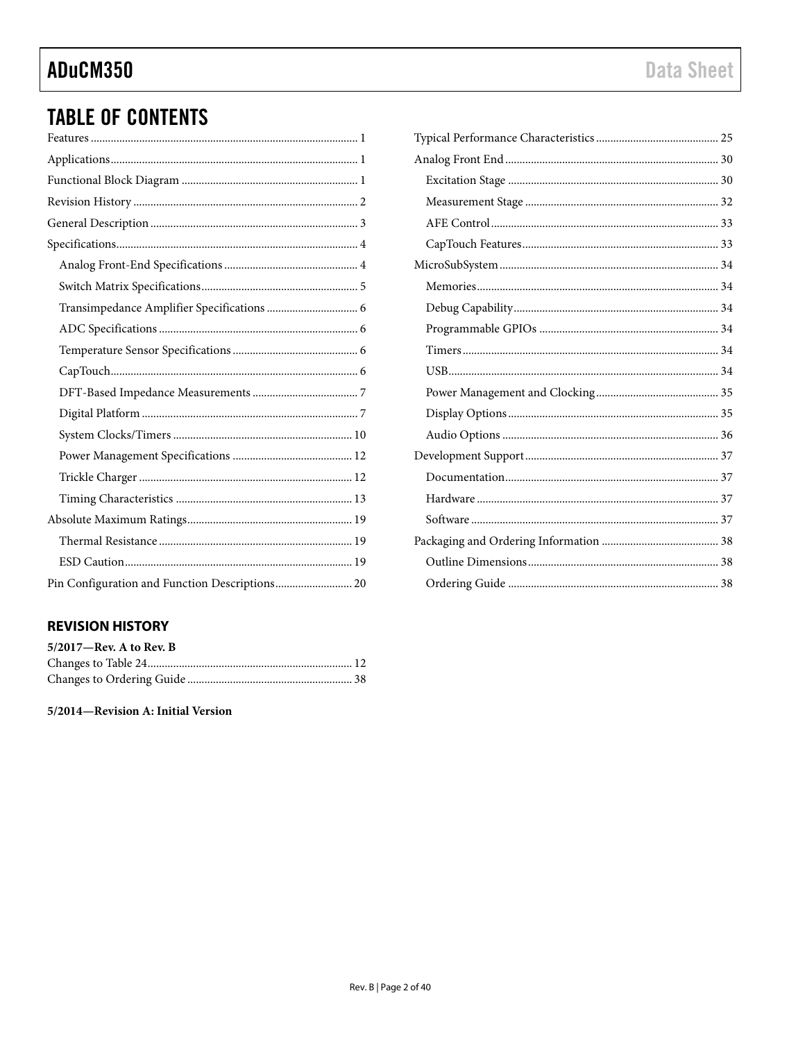## TABLE OF CONTENTS

Features ... 1
Applications ... 1
Functional Block Diagram ... 1
Revision History ... 2
General Description ... 3
Specifications ... 4
- Analog Front-End Specifications ... 4
- Switch Matrix Specifications ... 5
- Transimpedance Amplifier Specifications ... 6
- ADC Specifications ... 6
- Temperature Sensor Specifications ... 6
- CapTouch ... 6
- DFT-Based Impedance Measurements ... 7
- Digital Platform ... 7
- System Clocks/Timers ... 10
- Power Management Specifications ... 12
- Trickle Charger ... 12
- Timing Characteristics ... 13

Absolute Maximum Ratings ... 19
- Thermal Resistance ... 19
- ESD Caution ... 19

Pin Configuration and Function Descriptions ... 20
Typical Performance Characteristics ... 25
Analog Front End ... 30
- Excitation Stage ... 30
- Measurement Stage ... 32
- AFE Control ... 33
- CapTouch Features ... 33

MicroSubSystem ... 34
- Memories ... 34
- Debug Capability ... 34
- Programmable GPIOs ... 34
- Timers ... 34
- USB ... 34
- Power Management and Clocking ... 35
- Display Options ... 35
- Audio Options ... 36

Development Support ... 37
- Documentation ... 37
- Hardware ... 37
- Software ... 37

Packaging and Ordering Information ... 38
- Outline Dimensions ... 38
- Ordering Guide ... 38

## REVISION HISTORY

**5/2017—Rev. A to Rev. B**

Changes to Table 24 ... 12
Changes to Ordering Guide ... 38

**5/2014—Revision A: Initial Version**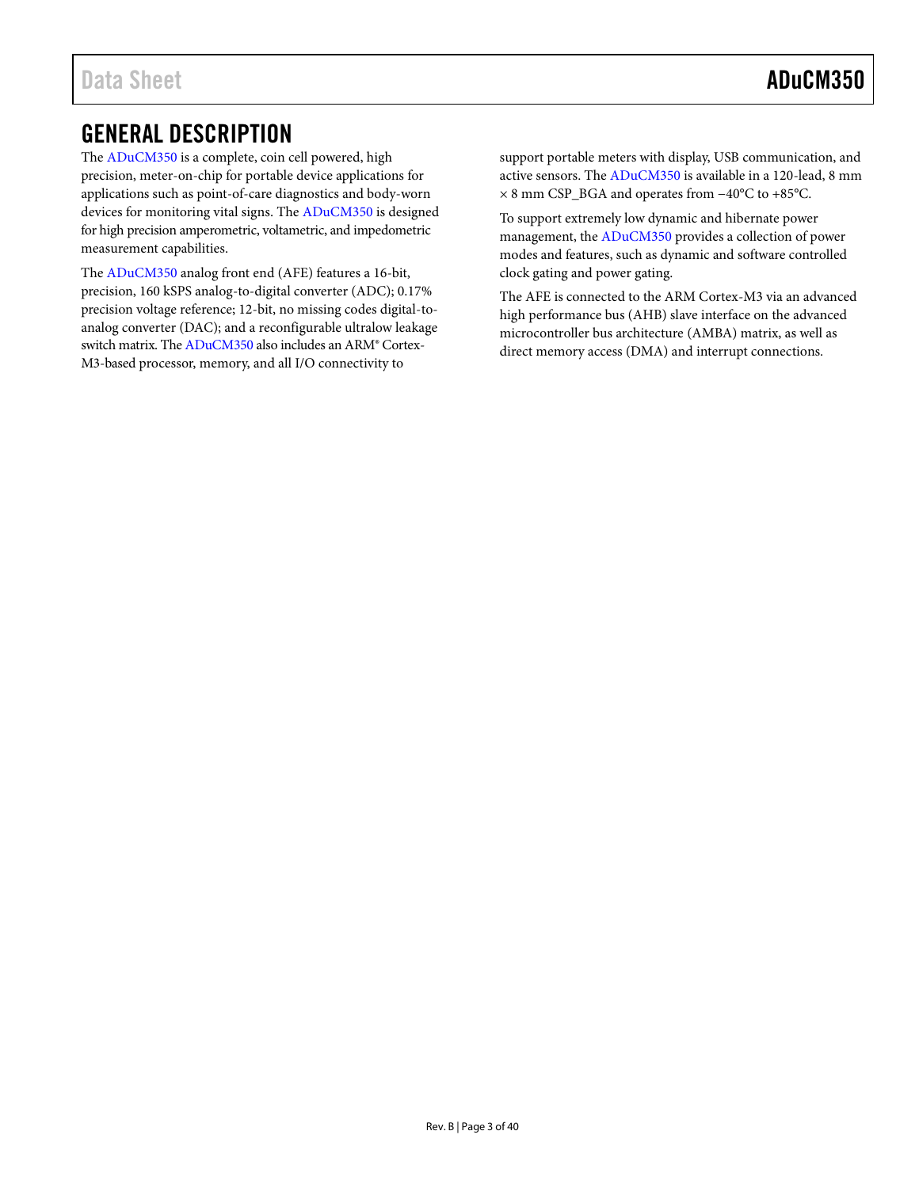## GENERAL DESCRIPTION

The ADuCM350 is a complete, coin cell powered, high precision, meter-on-chip for portable device applications for applications such as point-of-care diagnostics and body-worn devices for monitoring vital signs. The ADuCM350 is designed for high precision amperometric, voltametric, and impedometric measurement capabilities.

The ADuCM350 analog front end (AFE) features a 16-bit, precision, 160 kSPS analog-to-digital converter (ADC); 0.17% precision voltage reference; 12-bit, no missing codes digital-to-analog converter (DAC); and a reconfigurable ultralow leakage switch matrix. The ADuCM350 also includes an ARM® Cortex-M3-based processor, memory, and all I/O connectivity to support portable meters with display, USB communication, and active sensors. The ADuCM350 is available in a 120-lead, 8 mm × 8 mm CSP_BGA and operates from −40°C to +85°C.

To support extremely low dynamic and hibernate power management, the ADuCM350 provides a collection of power modes and features, such as dynamic and software controlled clock gating and power gating.

The AFE is connected to the ARM Cortex-M3 via an advanced high performance bus (AHB) slave interface on the advanced microcontroller bus architecture (AMBA) matrix, as well as direct memory access (DMA) and interrupt connections.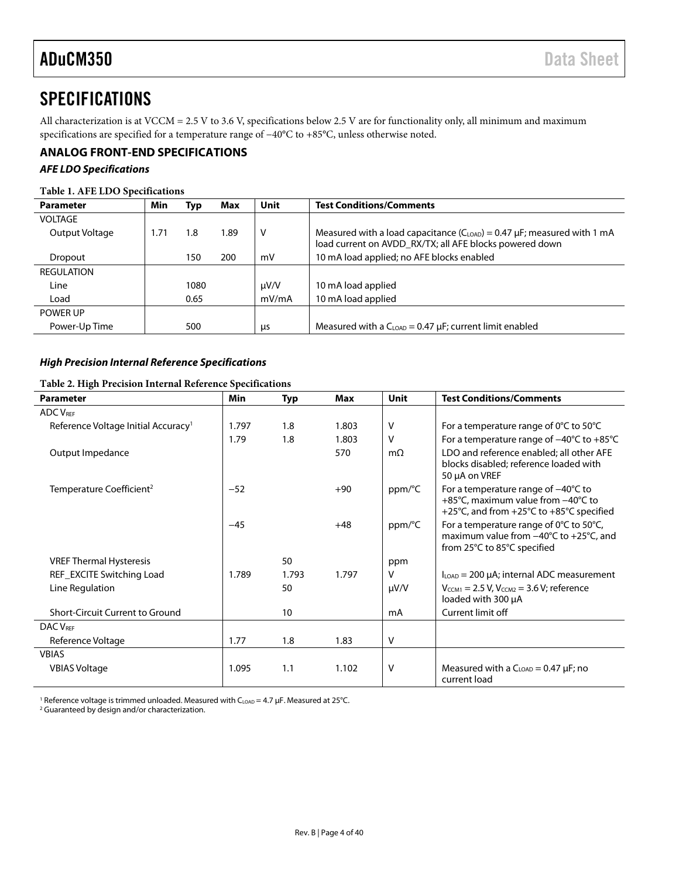# SPECIFICATIONS

All characterization is at VCCM = 2.5 V to 3.6 V, specifications below 2.5 V are for functionality only, all minimum and maximum specifications are specified for a temperature range of −40°C to +85°C, unless otherwise noted.

## ANALOG FRONT-END SPECIFICATIONS

### *AFE LDO Specifications*

**Table 1. AFE LDO Specifications**

| Parameter | Min | Typ | Max | Unit | Test Conditions/Comments |
|---|---|---|---|---|---|
| VOLTAGE | | | | | |
| Output Voltage | 1.71 | 1.8 | 1.89 | V | Measured with a load capacitance ($C_{LOAD}$) = 0.47 µF; measured with 1 mA load current on AVDD_RX/TX; all AFE blocks powered down |
| Dropout | | 150 | 200 | mV | 10 mA load applied; no AFE blocks enabled |
| REGULATION | | | | | |
| Line | | 1080 | | µV/V | 10 mA load applied |
| Load | | 0.65 | | mV/mA | 10 mA load applied |
| POWER UP | | | | | |
| Power-Up Time | | 500 | | µs | Measured with a $C_{LOAD}$ = 0.47 µF; current limit enabled |

### *High Precision Internal Reference Specifications*

**Table 2. High Precision Internal Reference Specifications**

| Parameter | Min | Typ | Max | Unit | Test Conditions/Comments |
|---|---|---|---|---|---|
| ADC $V_{REF}$ | | | | | |
| Reference Voltage Initial Accuracy[1] | 1.797 | 1.8 | 1.803 | V | For a temperature range of 0°C to 50°C |
| | 1.79 | 1.8 | 1.803 | V | For a temperature range of −40°C to +85°C |
| Output Impedance | | | 570 | mΩ | LDO and reference enabled; all other AFE blocks disabled; reference loaded with 50 µA on VREF |
| Temperature Coefficient[2] | −52 | | +90 | ppm/°C | For a temperature range of −40°C to +85°C, maximum value from −40°C to +25°C, and from +25°C to +85°C specified |
| | −45 | | +48 | ppm/°C | For a temperature range of 0°C to 50°C, maximum value from −40°C to +25°C, and from 25°C to 85°C specified |
| VREF Thermal Hysteresis | | 50 | | ppm | |
| REF_EXCITE Switching Load | 1.789 | 1.793 | 1.797 | V | $I_{LOAD}$ = 200 µA; internal ADC measurement |
| Line Regulation | | 50 | | µV/V | $V_{CCM1}$ = 2.5 V, $V_{CCM2}$ = 3.6 V; reference loaded with 300 µA |
| Short-Circuit Current to Ground | | 10 | | mA | Current limit off |
| DAC $V_{REF}$ | | | | | |
| Reference Voltage | 1.77 | 1.8 | 1.83 | V | |
| VBIAS | | | | | |
| VBIAS Voltage | 1.095 | 1.1 | 1.102 | V | Measured with a $C_{LOAD}$ = 0.47 µF; no current load |

[1] Reference voltage is trimmed unloaded. Measured with $C_{LOAD}$ = 4.7 µF. Measured at 25°C.
[2] Guaranteed by design and/or characterization.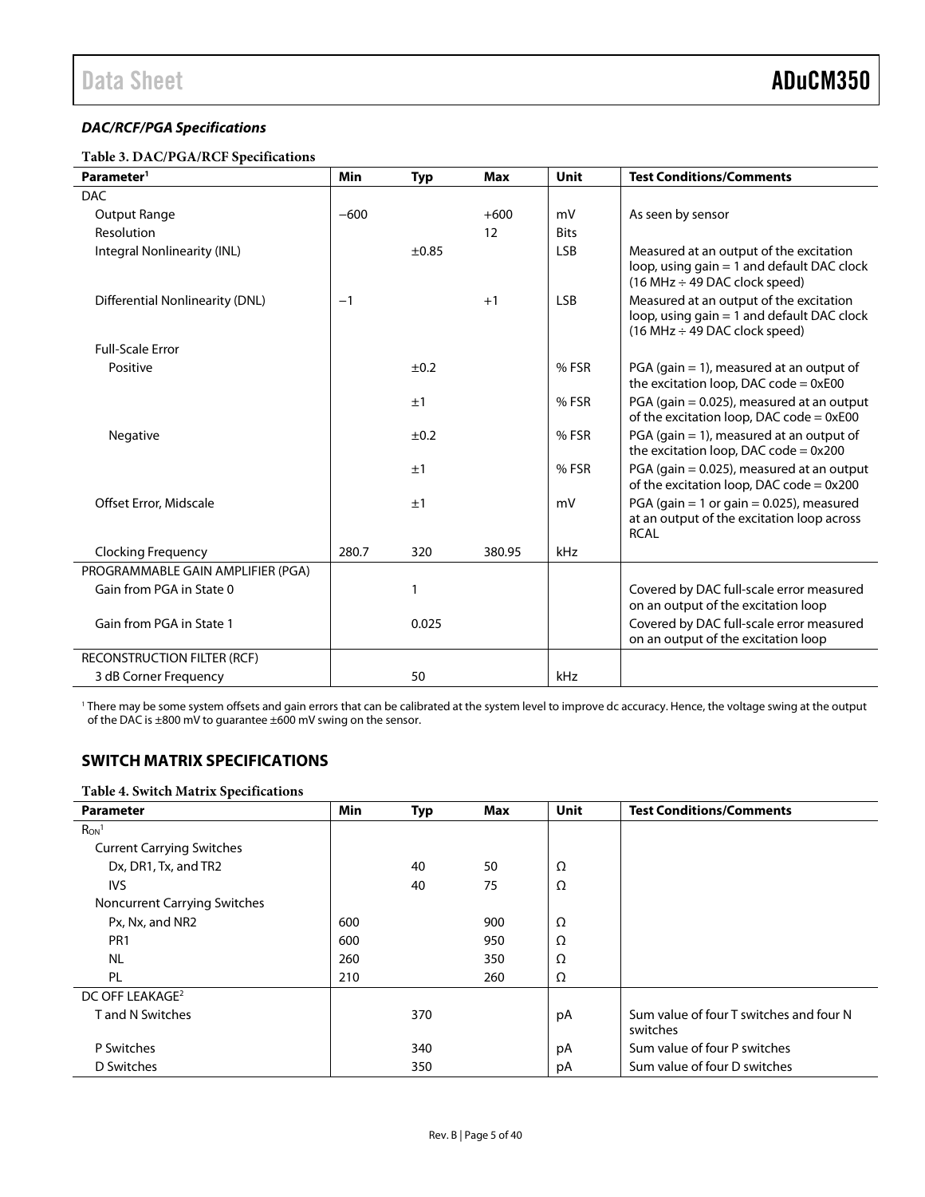### *DAC/RCF/PGA Specifications*

**Table 3. DAC/PGA/RCF Specifications**

| Parameter[1] | Min | Typ | Max | Unit | Test Conditions/Comments |
|---|---|---|---|---|---|
| DAC | | | | | |
| Output Range | −600 | | +600 | mV | As seen by sensor |
| Resolution | | | 12 | Bits | |
| Integral Nonlinearity (INL) | | ±0.85 | | LSB | Measured at an output of the excitation loop, using gain = 1 and default DAC clock (16 MHz ÷ 49 DAC clock speed) |
| Differential Nonlinearity (DNL) | −1 | | +1 | LSB | Measured at an output of the excitation loop, using gain = 1 and default DAC clock (16 MHz ÷ 49 DAC clock speed) |
| Full-Scale Error | | | | | |
| Positive | | ±0.2 | | % FSR | PGA (gain = 1), measured at an output of the excitation loop, DAC code = 0xE00 |
| | | ±1 | | % FSR | PGA (gain = 0.025), measured at an output of the excitation loop, DAC code = 0xE00 |
| Negative | | ±0.2 | | % FSR | PGA (gain = 1), measured at an output of the excitation loop, DAC code = 0x200 |
| | | ±1 | | % FSR | PGA (gain = 0.025), measured at an output of the excitation loop, DAC code = 0x200 |
| Offset Error, Midscale | | ±1 | | mV | PGA (gain = 1 or gain = 0.025), measured at an output of the excitation loop across RCAL |
| Clocking Frequency | 280.7 | 320 | 380.95 | kHz | |
| PROGRAMMABLE GAIN AMPLIFIER (PGA) | | | | | |
| Gain from PGA in State 0 | | 1 | | | Covered by DAC full-scale error measured on an output of the excitation loop |
| Gain from PGA in State 1 | | 0.025 | | | Covered by DAC full-scale error measured on an output of the excitation loop |
| RECONSTRUCTION FILTER (RCF) | | | | | |
| 3 dB Corner Frequency | | 50 | | kHz | |

[1] There may be some system offsets and gain errors that can be calibrated at the system level to improve dc accuracy. Hence, the voltage swing at the output of the DAC is ±800 mV to guarantee ±600 mV swing on the sensor.

## SWITCH MATRIX SPECIFICATIONS

**Table 4. Switch Matrix Specifications**

| Parameter | Min | Typ | Max | Unit | Test Conditions/Comments |
|---|---|---|---|---|---|
| $R_{ON}$[1] | | | | | |
| Current Carrying Switches | | | | | |
| Dx, DR1, Tx, and TR2 | | 40 | 50 | Ω | |
| IVS | | 40 | 75 | Ω | |
| Noncurrent Carrying Switches | | | | | |
| Px, Nx, and NR2 | 600 | | 900 | Ω | |
| PR1 | 600 | | 950 | Ω | |
| NL | 260 | | 350 | Ω | |
| PL | 210 | | 260 | Ω | |
| DC OFF LEAKAGE[2] | | | | | |
| T and N Switches | | 370 | | pA | Sum value of four T switches and four N switches |
| P Switches | | 340 | | pA | Sum value of four P switches |
| D Switches | | 350 | | pA | Sum value of four D switches |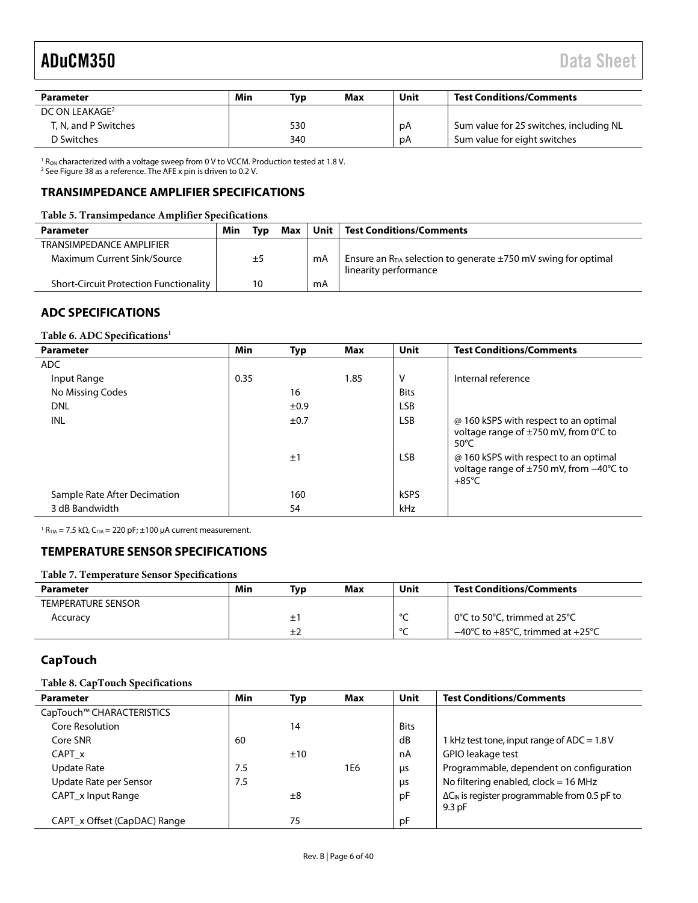| Parameter | Min | Typ | Max | Unit | Test Conditions/Comments |
|---|---|---|---|---|---|
| DC ON LEAKAGE[2] | | | | | |
| T, N, and P Switches | | 530 | | pA | Sum value for 25 switches, including NL |
| D Switches | | 340 | | pA | Sum value for eight switches |

[1] $R_{ON}$ characterized with a voltage sweep from 0 V to VCCM. Production tested at 1.8 V.
[2] See Figure 38 as a reference. The AFE x pin is driven to 0.2 V.

## TRANSIMPEDANCE AMPLIFIER SPECIFICATIONS

**Table 5. Transimpedance Amplifier Specifications**

| Parameter | Min | Typ | Max | Unit | Test Conditions/Comments |
|---|---|---|---|---|---|
| TRANSIMPEDANCE AMPLIFIER | | | | | |
| Maximum Current Sink/Source | | ±5 | | mA | Ensure an $R_{TIA}$ selection to generate ±750 mV swing for optimal linearity performance |
| Short-Circuit Protection Functionality | | 10 | | mA | |

## ADC SPECIFICATIONS

**Table 6. ADC Specifications[1]**

| Parameter | Min | Typ | Max | Unit | Test Conditions/Comments |
|---|---|---|---|---|---|
| ADC | | | | | |
| Input Range | 0.35 | | 1.85 | V | Internal reference |
| No Missing Codes | | 16 | | Bits | |
| DNL | | ±0.9 | | LSB | |
| INL | | ±0.7 | | LSB | @ 160 kSPS with respect to an optimal voltage range of ±750 mV, from 0°C to 50°C |
| | | ±1 | | LSB | @ 160 kSPS with respect to an optimal voltage range of ±750 mV, from −40°C to +85°C |
| Sample Rate After Decimation | | 160 | | kSPS | |
| 3 dB Bandwidth | | 54 | | kHz | |

[1] $R_{TIA}$ = 7.5 kΩ, $C_{TIA}$ = 220 pF; ±100 µA current measurement.

## TEMPERATURE SENSOR SPECIFICATIONS

**Table 7. Temperature Sensor Specifications**

| Parameter | Min | Typ | Max | Unit | Test Conditions/Comments |
|---|---|---|---|---|---|
| TEMPERATURE SENSOR | | | | | |
| Accuracy | | ±1 | | °C | 0°C to 50°C, trimmed at 25°C |
| | | ±2 | | °C | −40°C to +85°C, trimmed at +25°C |

## CapTouch

**Table 8. CapTouch Specifications**

| Parameter | Min | Typ | Max | Unit | Test Conditions/Comments |
|---|---|---|---|---|---|
| CapTouch™ CHARACTERISTICS | | | | | |
| Core Resolution | | 14 | | Bits | |
| Core SNR | 60 | | | dB | 1 kHz test tone, input range of ADC = 1.8 V |
| CAPT_x | | ±10 | | nA | GPIO leakage test |
| Update Rate | 7.5 | | 1E6 | µs | Programmable, dependent on configuration |
| Update Rate per Sensor | 7.5 | | | µs | No filtering enabled, clock = 16 MHz |
| CAPT_x Input Range | | ±8 | | pF | $\Delta C_{IN}$ is register programmable from 0.5 pF to 9.3 pF |
| CAPT_x Offset (CapDAC) Range | | 75 | | pF | |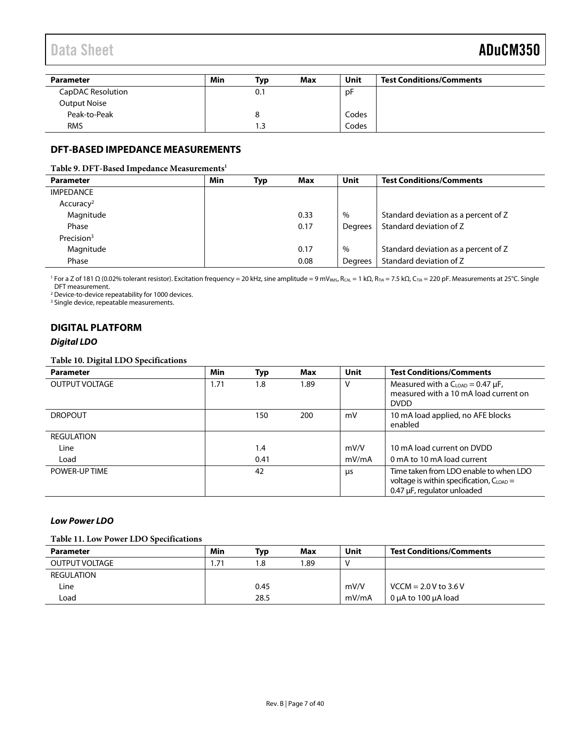| Parameter | Min | Typ | Max | Unit | Test Conditions/Comments |
|---|---|---|---|---|---|
| CapDAC Resolution | | 0.1 | | pF | |
| Output Noise | | | | | |
| Peak-to-Peak | | 8 | | Codes | |
| RMS | | 1.3 | | Codes | |

## DFT-BASED IMPEDANCE MEASUREMENTS

**Table 9. DFT-Based Impedance Measurements[1]**

| Parameter | Min | Typ | Max | Unit | Test Conditions/Comments |
|---|---|---|---|---|---|
| IMPEDANCE | | | | | |
| Accuracy[2] | | | | | |
| Magnitude | | | 0.33 | % | Standard deviation as a percent of Z |
| Phase | | | 0.17 | Degrees | Standard deviation of Z |
| Precision[3] | | | | | |
| Magnitude | | | 0.17 | % | Standard deviation as a percent of Z |
| Phase | | | 0.08 | Degrees | Standard deviation of Z |

[1] For a Z of 181 Ω (0.02% tolerant resistor). Excitation frequency = 20 kHz, sine amplitude = 9 $mV_{RMS}$, $R_{CAL}$ = 1 kΩ, $R_{TIA}$ = 7.5 kΩ, $C_{TIA}$ = 220 pF. Measurements at 25°C. Single DFT measurement.

[2] Device-to-device repeatability for 1000 devices.

[3] Single device, repeatable measurements.

## DIGITAL PLATFORM

### *Digital LDO*

**Table 10. Digital LDO Specifications**

| Parameter | Min | Typ | Max | Unit | Test Conditions/Comments |
|---|---|---|---|---|---|
| OUTPUT VOLTAGE | 1.71 | 1.8 | 1.89 | V | Measured with a $C_{LOAD}$ = 0.47 µF, measured with a 10 mA load current on DVDD |
| DROPOUT | | 150 | 200 | mV | 10 mA load applied, no AFE blocks enabled |
| REGULATION | | | | | |
| Line | | 1.4 | | mV/V | 10 mA load current on DVDD |
| Load | | 0.41 | | mV/mA | 0 mA to 10 mA load current |
| POWER-UP TIME | | 42 | | µs | Time taken from LDO enable to when LDO voltage is within specification, $C_{LOAD}$ = 0.47 µF, regulator unloaded |

### *Low Power LDO*

**Table 11. Low Power LDO Specifications**

| Parameter | Min | Typ | Max | Unit | Test Conditions/Comments |
|---|---|---|---|---|---|
| OUTPUT VOLTAGE | 1.71 | 1.8 | 1.89 | V | |
| REGULATION | | | | | |
| Line | | 0.45 | | mV/V | VCCM = 2.0 V to 3.6 V |
| Load | | 28.5 | | mV/mA | 0 µA to 100 µA load |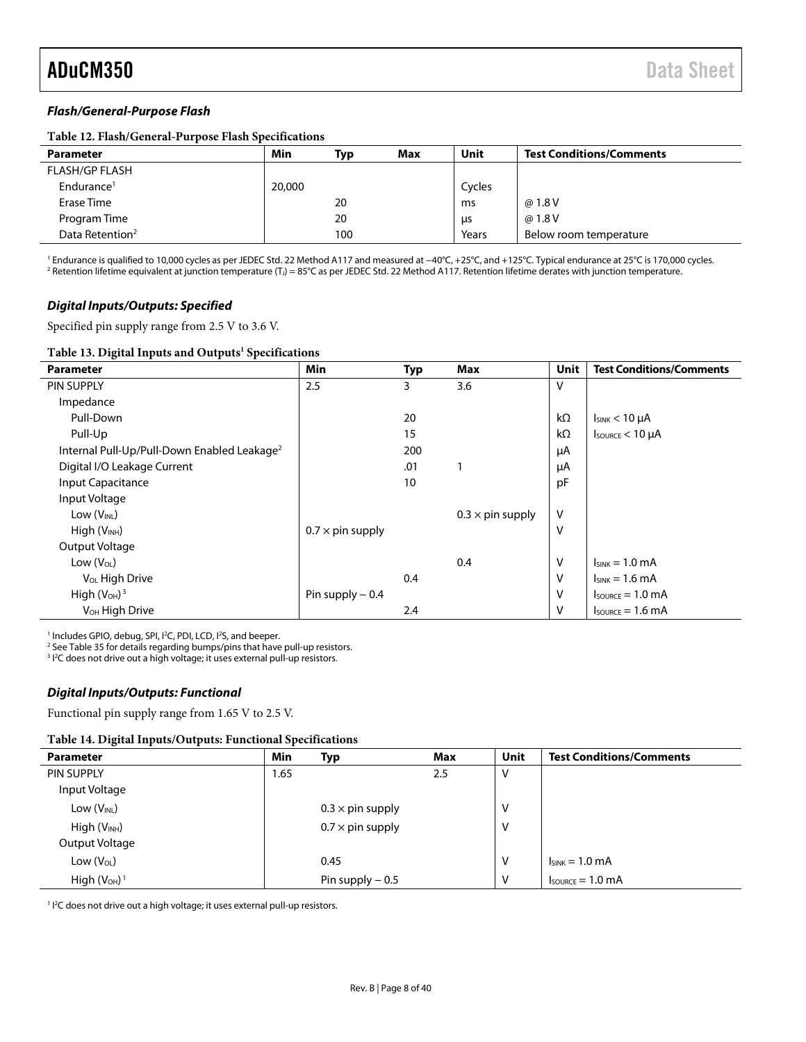### Flash/General-Purpose Flash

**Table 12. Flash/General-Purpose Flash Specifications**

| Parameter | Min | Typ | Max | Unit | Test Conditions/Comments |
|---|---|---|---|---|---|
| FLASH/GP FLASH | | | | | |
| Endurance[1] | 20,000 | | | Cycles | |
| Erase Time | | 20 | | ms | @ 1.8 V |
| Program Time | | 20 | | µs | @ 1.8 V |
| Data Retention[2] | | 100 | | Years | Below room temperature |

[1] Endurance is qualified to 10,000 cycles as per JEDEC Std. 22 Method A117 and measured at −40°C, +25°C, and +125°C. Typical endurance at 25°C is 170,000 cycles.
[2] Retention lifetime equivalent at junction temperature ($T_J$) = 85°C as per JEDEC Std. 22 Method A117. Retention lifetime derates with junction temperature.

### Digital Inputs/Outputs: Specified

Specified pin supply range from 2.5 V to 3.6 V.

**Table 13. Digital Inputs and Outputs[1] Specifications**

| Parameter | Min | Typ | Max | Unit | Test Conditions/Comments |
|---|---|---|---|---|---|
| PIN SUPPLY | 2.5 | 3 | 3.6 | V | |
| Impedance | | | | | |
| Pull-Down | | 20 | | kΩ | $I_{SINK}$ < 10 µA |
| Pull-Up | | 15 | | kΩ | $I_{SOURCE}$ < 10 µA |
| Internal Pull-Up/Pull-Down Enabled Leakage[2] | | 200 | | µA | |
| Digital I/O Leakage Current | | .01 | 1 | µA | |
| Input Capacitance | | 10 | | pF | |
| Input Voltage | | | | | |
| Low ($V_{INL}$) | | | 0.3 × pin supply | V | |
| High ($V_{INH}$) | 0.7 × pin supply | | | V | |
| Output Voltage | | | | | |
| Low ($V_{OL}$) | | | 0.4 | V | $I_{SINK}$ = 1.0 mA |
| $V_{OL}$ High Drive | | 0.4 | | V | $I_{SINK}$ = 1.6 mA |
| High ($V_{OH}$)[3] | Pin supply − 0.4 | | | V | $I_{SOURCE}$ = 1.0 mA |
| $V_{OH}$ High Drive | | 2.4 | | V | $I_{SOURCE}$ = 1.6 mA |

[1] Includes GPIO, debug, SPI, I²C, PDI, LCD, I²S, and beeper.
[2] See Table 35 for details regarding bumps/pins that have pull-up resistors.
[3] I²C does not drive out a high voltage; it uses external pull-up resistors.

### Digital Inputs/Outputs: Functional

Functional pin supply range from 1.65 V to 2.5 V.

**Table 14. Digital Inputs/Outputs: Functional Specifications**

| Parameter | Min | Typ | Max | Unit | Test Conditions/Comments |
|---|---|---|---|---|---|
| PIN SUPPLY | 1.65 | | 2.5 | V | |
| Input Voltage | | | | | |
| Low ($V_{INL}$) | | 0.3 × pin supply | | V | |
| High ($V_{INH}$) | | 0.7 × pin supply | | V | |
| Output Voltage | | | | | |
| Low ($V_{OL}$) | | 0.45 | | V | $I_{SINK}$ = 1.0 mA |
| High ($V_{OH}$)[1] | | Pin supply − 0.5 | | V | $I_{SOURCE}$ = 1.0 mA |

[1] I²C does not drive out a high voltage; it uses external pull-up resistors.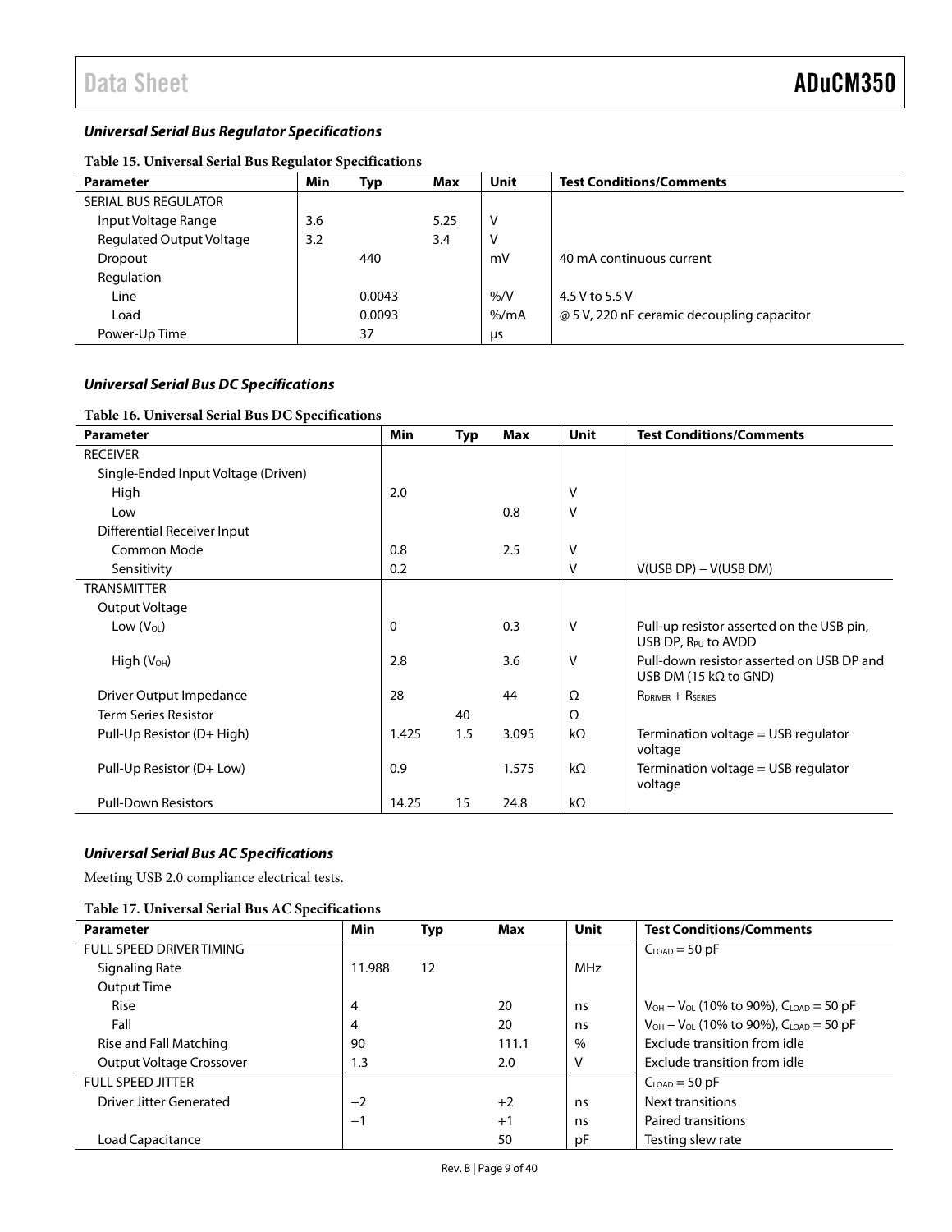### *Universal Serial Bus Regulator Specifications*

**Table 15. Universal Serial Bus Regulator Specifications**

| Parameter | Min | Typ | Max | Unit | Test Conditions/Comments |
|---|---|---|---|---|---|
| SERIAL BUS REGULATOR | | | | | |
| Input Voltage Range | 3.6 | | 5.25 | V | |
| Regulated Output Voltage | 3.2 | | 3.4 | V | |
| Dropout | | 440 | | mV | 40 mA continuous current |
| Regulation | | | | | |
| Line | | 0.0043 | | %/V | 4.5 V to 5.5 V |
| Load | | 0.0093 | | %/mA | @ 5 V, 220 nF ceramic decoupling capacitor |
| Power-Up Time | | 37 | | µs | |

### *Universal Serial Bus DC Specifications*

**Table 16. Universal Serial Bus DC Specifications**

| Parameter | Min | Typ | Max | Unit | Test Conditions/Comments |
|---|---|---|---|---|---|
| RECEIVER | | | | | |
| Single-Ended Input Voltage (Driven) | | | | | |
| High | 2.0 | | | V | |
| Low | | | 0.8 | V | |
| Differential Receiver Input | | | | | |
| Common Mode | 0.8 | | 2.5 | V | |
| Sensitivity | 0.2 | | | V | V(USB DP) − V(USB DM) |
| TRANSMITTER | | | | | |
| Output Voltage | | | | | |
| Low ($V_{OL}$) | 0 | | 0.3 | V | Pull-up resistor asserted on the USB pin, USB DP, $R_{PU}$ to AVDD |
| High ($V_{OH}$) | 2.8 | | 3.6 | V | Pull-down resistor asserted on USB DP and USB DM (15 kΩ to GND) |
| Driver Output Impedance | 28 | | 44 | Ω | $R_{DRIVER}$ + $R_{SERIES}$ |
| Term Series Resistor | | 40 | | Ω | |
| Pull-Up Resistor (D+ High) | 1.425 | 1.5 | 3.095 | kΩ | Termination voltage = USB regulator voltage |
| Pull-Up Resistor (D+ Low) | 0.9 | | 1.575 | kΩ | Termination voltage = USB regulator voltage |
| Pull-Down Resistors | 14.25 | 15 | 24.8 | kΩ | |

### *Universal Serial Bus AC Specifications*

Meeting USB 2.0 compliance electrical tests.

**Table 17. Universal Serial Bus AC Specifications**

| Parameter | Min | Typ | Max | Unit | Test Conditions/Comments |
|---|---|---|---|---|---|
| FULL SPEED DRIVER TIMING | | | | | $C_{LOAD}$ = 50 pF |
| Signaling Rate | 11.988 | 12 | | MHz | |
| Output Time | | | | | |
| Rise | 4 | | 20 | ns | $V_{OH}$ − $V_{OL}$ (10% to 90%), $C_{LOAD}$ = 50 pF |
| Fall | 4 | | 20 | ns | $V_{OH}$ − $V_{OL}$ (10% to 90%), $C_{LOAD}$ = 50 pF |
| Rise and Fall Matching | 90 | | 111.1 | % | Exclude transition from idle |
| Output Voltage Crossover | 1.3 | | 2.0 | V | Exclude transition from idle |
| FULL SPEED JITTER | | | | | $C_{LOAD}$ = 50 pF |
| Driver Jitter Generated | −2 | | +2 | ns | Next transitions |
| | −1 | | +1 | ns | Paired transitions |
| Load Capacitance | | | 50 | pF | Testing slew rate |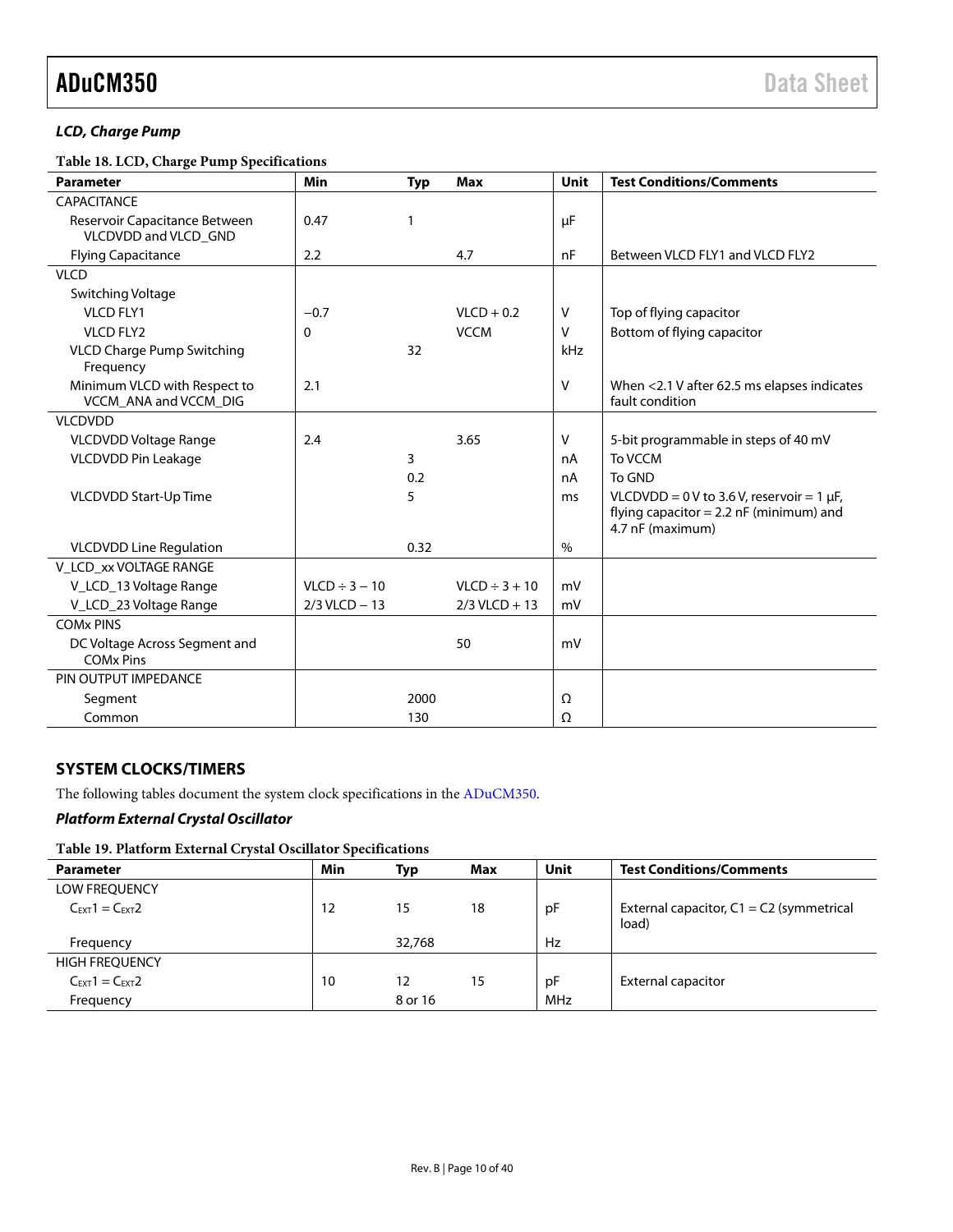### LCD, Charge Pump

**Table 18. LCD, Charge Pump Specifications**

| Parameter | Min | Typ | Max | Unit | Test Conditions/Comments |
|---|---|---|---|---|---|
| CAPACITANCE | | | | | |
| Reservoir Capacitance Between VLCDVDD and VLCD_GND | 0.47 | 1 | | µF | |
| Flying Capacitance | 2.2 | | 4.7 | nF | Between VLCD FLY1 and VLCD FLY2 |
| VLCD | | | | | |
| Switching Voltage | | | | | |
| VLCD FLY1 | −0.7 | | VLCD + 0.2 | V | Top of flying capacitor |
| VLCD FLY2 | 0 | | VCCM | V | Bottom of flying capacitor |
| VLCD Charge Pump Switching Frequency | | 32 | | kHz | |
| Minimum VLCD with Respect to VCCM_ANA and VCCM_DIG | 2.1 | | | V | When <2.1 V after 62.5 ms elapses indicates fault condition |
| VLCDVDD | | | | | |
| VLCDVDD Voltage Range | 2.4 | | 3.65 | V | 5-bit programmable in steps of 40 mV |
| VLCDVDD Pin Leakage | | 3 | | nA | To VCCM |
| | | 0.2 | | nA | To GND |
| VLCDVDD Start-Up Time | | 5 | | ms | VLCDVDD = 0 V to 3.6 V, reservoir = 1 µF, flying capacitor = 2.2 nF (minimum) and 4.7 nF (maximum) |
| VLCDVDD Line Regulation | | 0.32 | | % | |
| V_LCD_xx VOLTAGE RANGE | | | | | |
| V_LCD_13 Voltage Range | VLCD ÷ 3 − 10 | | VLCD ÷ 3 + 10 | mV | |
| V_LCD_23 Voltage Range | 2/3 VLCD − 13 | | 2/3 VLCD + 13 | mV | |
| COMx PINS | | | | | |
| DC Voltage Across Segment and COMx Pins | | | 50 | mV | |
| PIN OUTPUT IMPEDANCE | | | | | |
| Segment | | 2000 | | Ω | |
| Common | | 130 | | Ω | |

## SYSTEM CLOCKS/TIMERS

The following tables document the system clock specifications in the ADuCM350.

### Platform External Crystal Oscillator

**Table 19. Platform External Crystal Oscillator Specifications**

| Parameter | Min | Typ | Max | Unit | Test Conditions/Comments |
|---|---|---|---|---|---|
| LOW FREQUENCY | | | | | |
| $C_{EXT}1 = C_{EXT}2$ | 12 | 15 | 18 | pF | External capacitor, C1 = C2 (symmetrical load) |
| Frequency | | 32,768 | | Hz | |
| HIGH FREQUENCY | | | | | |
| $C_{EXT}1 = C_{EXT}2$ | 10 | 12 | 15 | pF | External capacitor |
| Frequency | | 8 or 16 | | MHz | |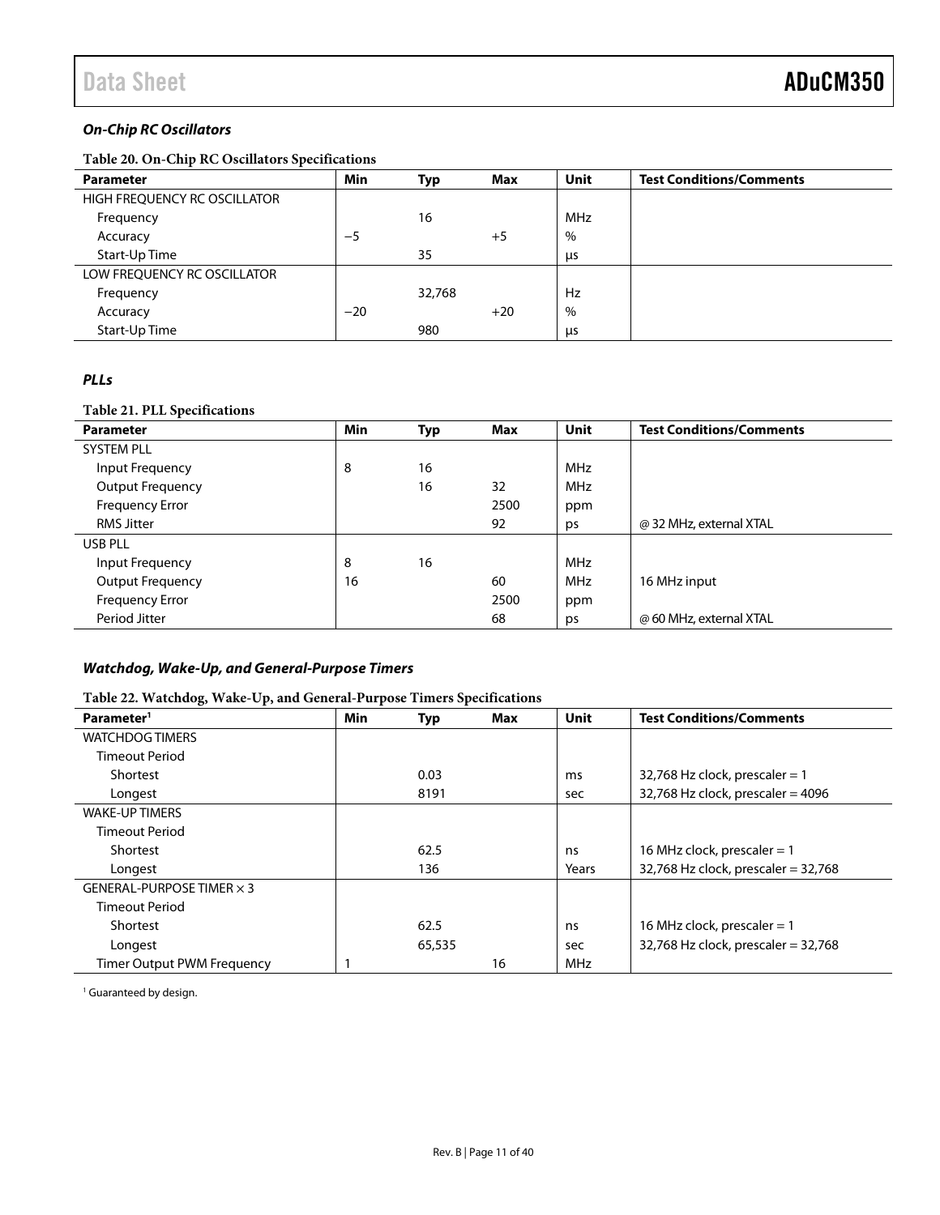### On-Chip RC Oscillators

**Table 20. On-Chip RC Oscillators Specifications**

| Parameter | Min | Typ | Max | Unit | Test Conditions/Comments |
|---|---|---|---|---|---|
| HIGH FREQUENCY RC OSCILLATOR | | | | | |
| Frequency | | 16 | | MHz | |
| Accuracy | −5 | | +5 | % | |
| Start-Up Time | | 35 | | µs | |
| LOW FREQUENCY RC OSCILLATOR | | | | | |
| Frequency | | 32,768 | | Hz | |
| Accuracy | −20 | | +20 | % | |
| Start-Up Time | | 980 | | µs | |

### PLLs

**Table 21. PLL Specifications**

| Parameter | Min | Typ | Max | Unit | Test Conditions/Comments |
|---|---|---|---|---|---|
| SYSTEM PLL | | | | | |
| Input Frequency | 8 | 16 | | MHz | |
| Output Frequency | | 16 | 32 | MHz | |
| Frequency Error | | | 2500 | ppm | |
| RMS Jitter | | | 92 | ps | @ 32 MHz, external XTAL |
| USB PLL | | | | | |
| Input Frequency | 8 | 16 | | MHz | |
| Output Frequency | 16 | | 60 | MHz | 16 MHz input |
| Frequency Error | | | 2500 | ppm | |
| Period Jitter | | | 68 | ps | @ 60 MHz, external XTAL |

### Watchdog, Wake-Up, and General-Purpose Timers

**Table 22. Watchdog, Wake-Up, and General-Purpose Timers Specifications**

| Parameter[1] | Min | Typ | Max | Unit | Test Conditions/Comments |
|---|---|---|---|---|---|
| WATCHDOG TIMERS | | | | | |
| Timeout Period | | | | | |
| Shortest | | 0.03 | | ms | 32,768 Hz clock, prescaler = 1 |
| Longest | | 8191 | | sec | 32,768 Hz clock, prescaler = 4096 |
| WAKE-UP TIMERS | | | | | |
| Timeout Period | | | | | |
| Shortest | | 62.5 | | ns | 16 MHz clock, prescaler = 1 |
| Longest | | 136 | | Years | 32,768 Hz clock, prescaler = 32,768 |
| GENERAL-PURPOSE TIMER × 3 | | | | | |
| Timeout Period | | | | | |
| Shortest | | 62.5 | | ns | 16 MHz clock, prescaler = 1 |
| Longest | | 65,535 | | sec | 32,768 Hz clock, prescaler = 32,768 |
| Timer Output PWM Frequency | 1 | | 16 | MHz | |

[1] Guaranteed by design.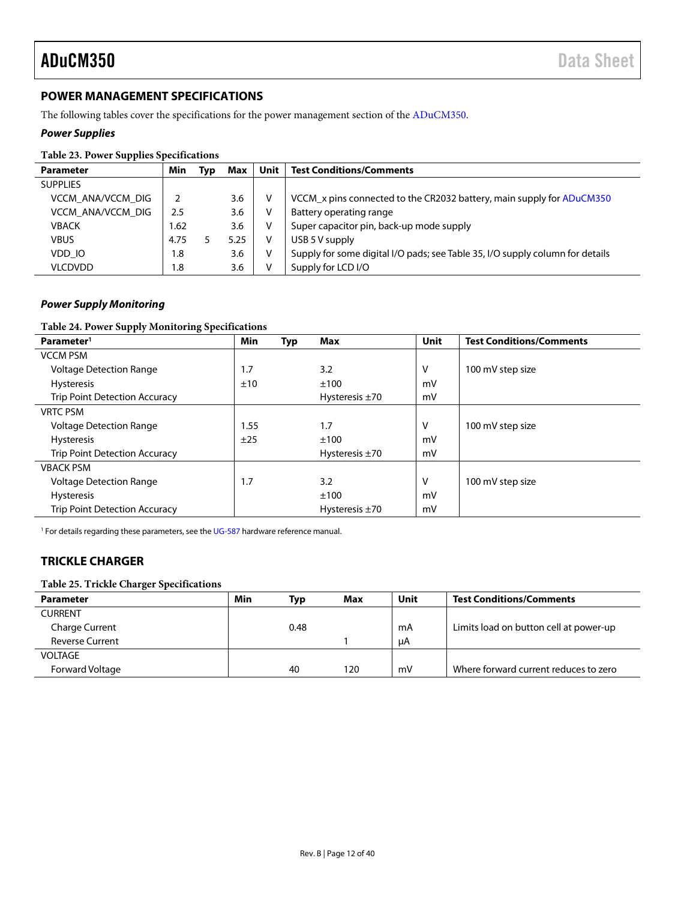## POWER MANAGEMENT SPECIFICATIONS

The following tables cover the specifications for the power management section of the ADuCM350.

### *Power Supplies*

**Table 23. Power Supplies Specifications**

| Parameter | Min | Typ | Max | Unit | Test Conditions/Comments |
|---|---|---|---|---|---|
| SUPPLIES | | | | | |
| VCCM_ANA/VCCM_DIG | 2 | | 3.6 | V | VCCM_x pins connected to the CR2032 battery, main supply for ADuCM350 |
| VCCM_ANA/VCCM_DIG | 2.5 | | 3.6 | V | Battery operating range |
| VBACK | 1.62 | | 3.6 | V | Super capacitor pin, back-up mode supply |
| VBUS | 4.75 | 5 | 5.25 | V | USB 5 V supply |
| VDD_IO | 1.8 | | 3.6 | V | Supply for some digital I/O pads; see Table 35, I/O supply column for details |
| VLCDVDD | 1.8 | | 3.6 | V | Supply for LCD I/O |

### *Power Supply Monitoring*

**Table 24. Power Supply Monitoring Specifications**

| Parameter[1] | Min | Typ | Max | Unit | Test Conditions/Comments |
|---|---|---|---|---|---|
| VCCM PSM | | | | | |
| Voltage Detection Range | 1.7 | | 3.2 | V | 100 mV step size |
| Hysteresis | ±10 | | ±100 | mV | |
| Trip Point Detection Accuracy | | | Hysteresis ±70 | mV | |
| VRTC PSM | | | | | |
| Voltage Detection Range | 1.55 | | 1.7 | V | 100 mV step size |
| Hysteresis | ±25 | | ±100 | mV | |
| Trip Point Detection Accuracy | | | Hysteresis ±70 | mV | |
| VBACK PSM | | | | | |
| Voltage Detection Range | 1.7 | | 3.2 | V | 100 mV step size |
| Hysteresis | | | ±100 | mV | |
| Trip Point Detection Accuracy | | | Hysteresis ±70 | mV | |

[1] For details regarding these parameters, see the UG-587 hardware reference manual.

## TRICKLE CHARGER

**Table 25. Trickle Charger Specifications**

| Parameter | Min | Typ | Max | Unit | Test Conditions/Comments |
|---|---|---|---|---|---|
| CURRENT | | | | | |
| Charge Current | | 0.48 | | mA | Limits load on button cell at power-up |
| Reverse Current | | | 1 | μA | |
| VOLTAGE | | | | | |
| Forward Voltage | | 40 | 120 | mV | Where forward current reduces to zero |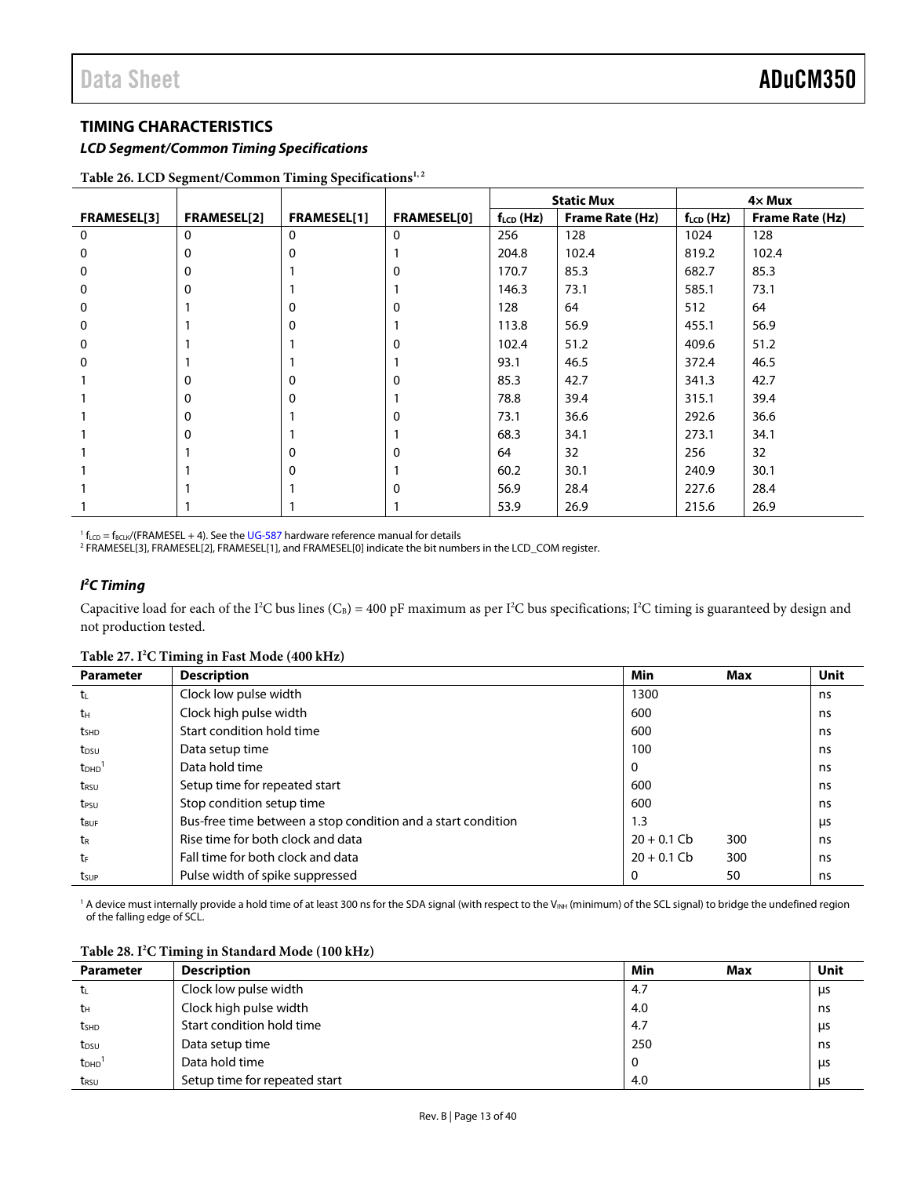## TIMING CHARACTERISTICS

### *LCD Segment/Common Timing Specifications*

**Table 26. LCD Segment/Common Timing Specifications[1, 2]**

| | | | | Static Mux | | 4× Mux | |
|---|---|---|---|---|---|---|---|
| FRAMESEL[3] | FRAMESEL[2] | FRAMESEL[1] | FRAMESEL[0] | $f_{LCD}$ (Hz) | Frame Rate (Hz) | $f_{LCD}$ (Hz) | Frame Rate (Hz) |
| 0 | 0 | 0 | 0 | 256 | 128 | 1024 | 128 |
| 0 | 0 | 0 | 1 | 204.8 | 102.4 | 819.2 | 102.4 |
| 0 | 0 | 1 | 0 | 170.7 | 85.3 | 682.7 | 85.3 |
| 0 | 0 | 1 | 1 | 146.3 | 73.1 | 585.1 | 73.1 |
| 0 | 1 | 0 | 0 | 128 | 64 | 512 | 64 |
| 0 | 1 | 0 | 1 | 113.8 | 56.9 | 455.1 | 56.9 |
| 0 | 1 | 1 | 0 | 102.4 | 51.2 | 409.6 | 51.2 |
| 0 | 1 | 1 | 1 | 93.1 | 46.5 | 372.4 | 46.5 |
| 1 | 0 | 0 | 0 | 85.3 | 42.7 | 341.3 | 42.7 |
| 1 | 0 | 0 | 1 | 78.8 | 39.4 | 315.1 | 39.4 |
| 1 | 0 | 1 | 0 | 73.1 | 36.6 | 292.6 | 36.6 |
| 1 | 0 | 1 | 1 | 68.3 | 34.1 | 273.1 | 34.1 |
| 1 | 1 | 0 | 0 | 64 | 32 | 256 | 32 |
| 1 | 1 | 0 | 1 | 60.2 | 30.1 | 240.9 | 30.1 |
| 1 | 1 | 1 | 0 | 56.9 | 28.4 | 227.6 | 28.4 |
| 1 | 1 | 1 | 1 | 53.9 | 26.9 | 215.6 | 26.9 |

[1] $f_{LCD} = f_{BCLK}/(\text{FRAMESEL} + 4)$. See the UG-587 hardware reference manual for details
[2] FRAMESEL[3], FRAMESEL[2], FRAMESEL[1], and FRAMESEL[0] indicate the bit numbers in the LCD_COM register.

### *I²C Timing*

Capacitive load for each of the I²C bus lines ($C_B$) = 400 pF maximum as per I²C bus specifications; I²C timing is guaranteed by design and not production tested.

**Table 27. I²C Timing in Fast Mode (400 kHz)**

| Parameter | Description | Min | Max | Unit |
|---|---|---|---|---|
| $t_L$ | Clock low pulse width | 1300 | | ns |
| $t_H$ | Clock high pulse width | 600 | | ns |
| $t_{SHD}$ | Start condition hold time | 600 | | ns |
| $t_{DSU}$ | Data setup time | 100 | | ns |
| $t_{DHD}$[1] | Data hold time | 0 | | ns |
| $t_{RSU}$ | Setup time for repeated start | 600 | | ns |
| $t_{PSU}$ | Stop condition setup time | 600 | | ns |
| $t_{BUF}$ | Bus-free time between a stop condition and a start condition | 1.3 | | µs |
| $t_R$ | Rise time for both clock and data | 20 + 0.1 Cb | 300 | ns |
| $t_F$ | Fall time for both clock and data | 20 + 0.1 Cb | 300 | ns |
| $t_{SUP}$ | Pulse width of spike suppressed | 0 | 50 | ns |

[1] A device must internally provide a hold time of at least 300 ns for the SDA signal (with respect to the $V_{INH}$ (minimum) of the SCL signal) to bridge the undefined region of the falling edge of SCL.

**Table 28. I²C Timing in Standard Mode (100 kHz)**

| Parameter | Description | Min | Max | Unit |
|---|---|---|---|---|
| $t_L$ | Clock low pulse width | 4.7 | | µs |
| $t_H$ | Clock high pulse width | 4.0 | | ns |
| $t_{SHD}$ | Start condition hold time | 4.7 | | µs |
| $t_{DSU}$ | Data setup time | 250 | | ns |
| $t_{DHD}$[1] | Data hold time | 0 | | µs |
| $t_{RSU}$ | Setup time for repeated start | 4.0 | | µs |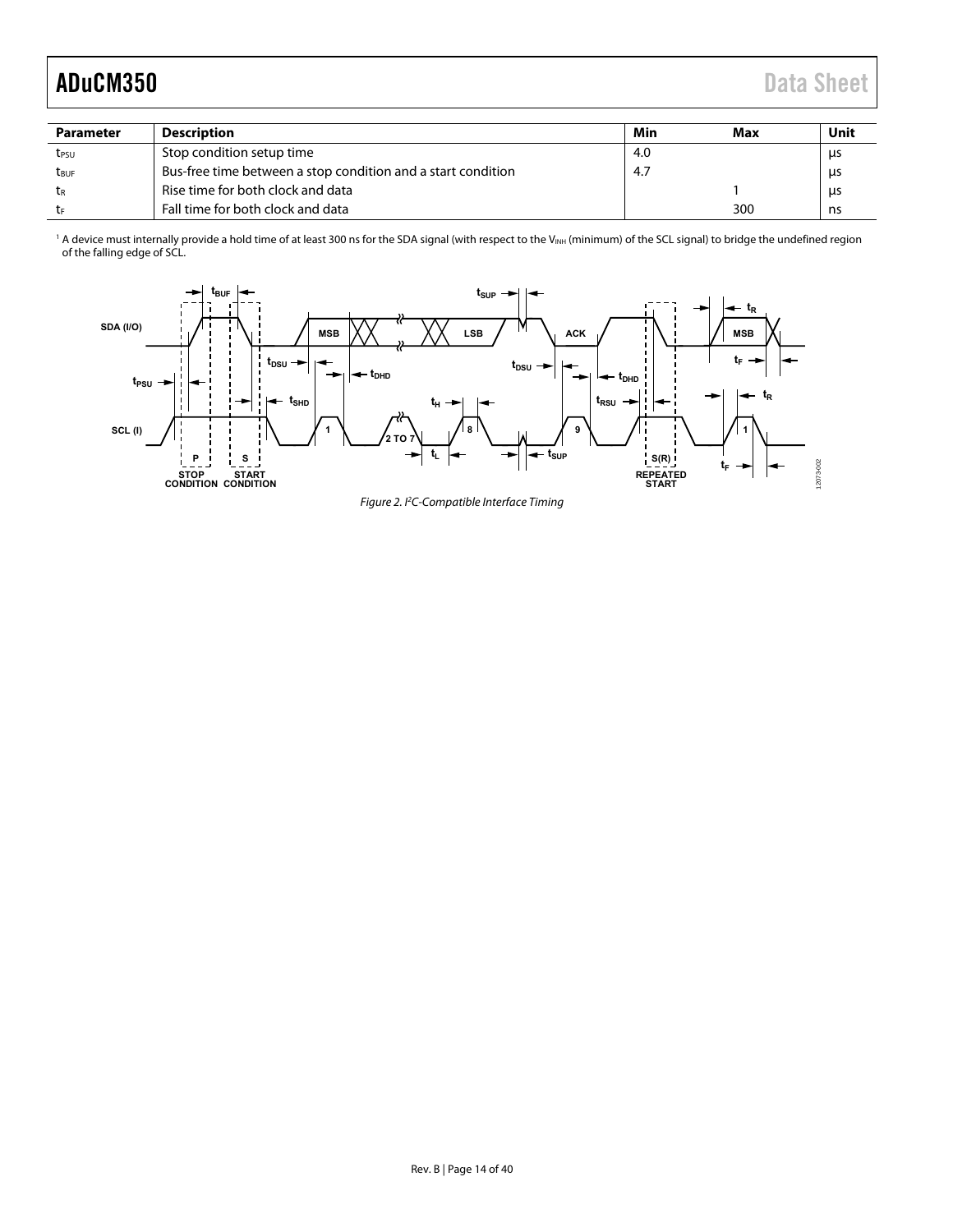| Parameter | Description | Min | Max | Unit |
|---|---|---|---|---|
| $t_{PSU}$ | Stop condition setup time | 4.0 | | μs |
| $t_{BUF}$ | Bus-free time between a stop condition and a start condition | 4.7 | | μs |
| $t_R$ | Rise time for both clock and data | | 1 | μs |
| $t_F$ | Fall time for both clock and data | | 300 | ns |

[1] A device must internally provide a hold time of at least 300 ns for the SDA signal (with respect to the $V_{INH}$ (minimum) of the SCL signal) to bridge the undefined region of the falling edge of SCL.

*Figure 2. I²C-Compatible Interface Timing*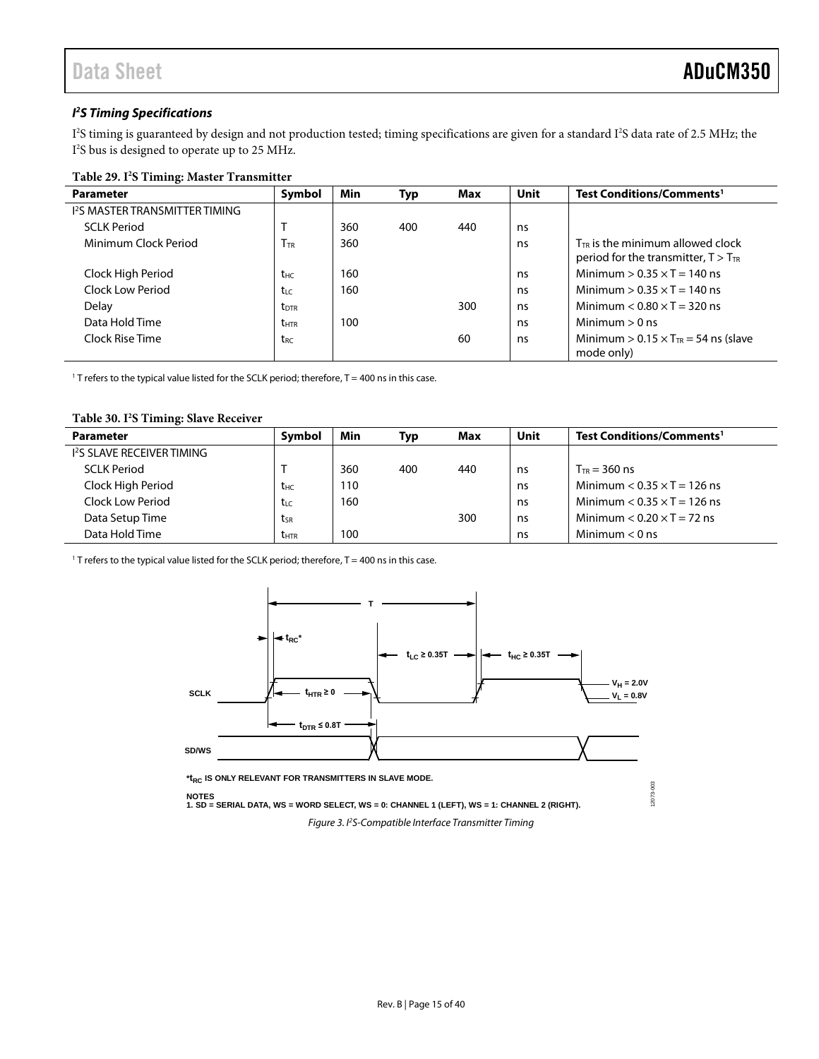### $I^2S$ Timing Specifications

$I^2S$ timing is guaranteed by design and not production tested; timing specifications are given for a standard $I^2S$ data rate of 2.5 MHz; the $I^2S$ bus is designed to operate up to 25 MHz.

**Table 29. $I^2S$ Timing: Master Transmitter**

| Parameter | Symbol | Min | Typ | Max | Unit | Test Conditions/Comments[1] |
|---|---|---|---|---|---|---|
| $I^2S$ MASTER TRANSMITTER TIMING | | | | | | |
| SCLK Period | T | 360 | 400 | 440 | ns | |
| Minimum Clock Period | $T_{TR}$ | 360 | | | ns | $T_{TR}$ is the minimum allowed clock period for the transmitter, $T > T_{TR}$ |
| Clock High Period | $t_{HC}$ | 160 | | | ns | Minimum $> 0.35 \times T = 140$ ns |
| Clock Low Period | $t_{LC}$ | 160 | | | ns | Minimum $> 0.35 \times T = 140$ ns |
| Delay | $t_{DTR}$ | | | 300 | ns | Minimum $< 0.80 \times T = 320$ ns |
| Data Hold Time | $t_{HTR}$ | 100 | | | ns | Minimum $> 0$ ns |
| Clock Rise Time | $t_{RC}$ | | | 60 | ns | Minimum $> 0.15 \times T_{TR} = 54$ ns (slave mode only) |

[1] T refers to the typical value listed for the SCLK period; therefore, T = 400 ns in this case.

**Table 30. $I^2S$ Timing: Slave Receiver**

| Parameter | Symbol | Min | Typ | Max | Unit | Test Conditions/Comments[1] |
|---|---|---|---|---|---|---|
| $I^2S$ SLAVE RECEIVER TIMING | | | | | | |
| SCLK Period | T | 360 | 400 | 440 | ns | $T_{TR} = 360$ ns |
| Clock High Period | $t_{HC}$ | 110 | | | ns | Minimum $< 0.35 \times T = 126$ ns |
| Clock Low Period | $t_{LC}$ | 160 | | | ns | Minimum $< 0.35 \times T = 126$ ns |
| Data Setup Time | $t_{SR}$ | | | 300 | ns | Minimum $< 0.20 \times T = 72$ ns |
| Data Hold Time | $t_{HTR}$ | 100 | | | ns | Minimum $< 0$ ns |

[1] T refers to the typical value listed for the SCLK period; therefore, T = 400 ns in this case.

*$t_{RC}$ IS ONLY RELEVANT FOR TRANSMITTERS IN SLAVE MODE.

NOTES
1. SD = SERIAL DATA, WS = WORD SELECT, WS = 0: CHANNEL 1 (LEFT), WS = 1: CHANNEL 2 (RIGHT).

*Figure 3. $I^2S$-Compatible Interface Transmitter Timing*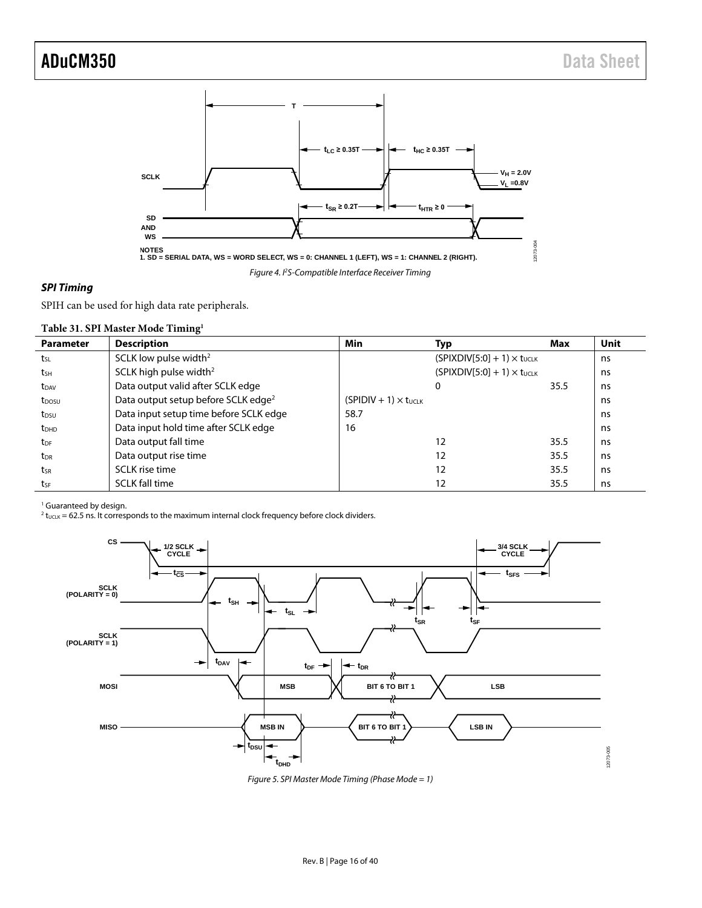Figure 4. $I^2S$-Compatible Interface Receiver Timing

### *SPI Timing*

SPIH can be used for high data rate peripherals.

**Table 31. SPI Master Mode Timing**[1]

| Parameter | Description | Min | Typ | Max | Unit |
|---|---|---|---|---|---|
| $t_{SL}$ | SCLK low pulse width[2] | | (SPIXDIV[5:0] + 1) × $t_{UCLK}$ | | ns |
| $t_{SH}$ | SCLK high pulse width[2] | | (SPIXDIV[5:0] + 1) × $t_{UCLK}$ | | ns |
| $t_{DAV}$ | Data output valid after SCLK edge | | 0 | 35.5 | ns |
| $t_{DOSU}$ | Data output setup before SCLK edge[2] | (SPIDIV + 1) × $t_{UCLK}$ | | | ns |
| $t_{DSU}$ | Data input setup time before SCLK edge | 58.7 | | | ns |
| $t_{DHD}$ | Data input hold time after SCLK edge | 16 | | | ns |
| $t_{DF}$ | Data output fall time | | 12 | 35.5 | ns |
| $t_{DR}$ | Data output rise time | | 12 | 35.5 | ns |
| $t_{SR}$ | SCLK rise time | | 12 | 35.5 | ns |
| $t_{SF}$ | SCLK fall time | | 12 | 35.5 | ns |

[1] Guaranteed by design.
[2] $t_{UCLK}$ = 62.5 ns. It corresponds to the maximum internal clock frequency before clock dividers.

Figure 5. SPI Master Mode Timing (Phase Mode = 1)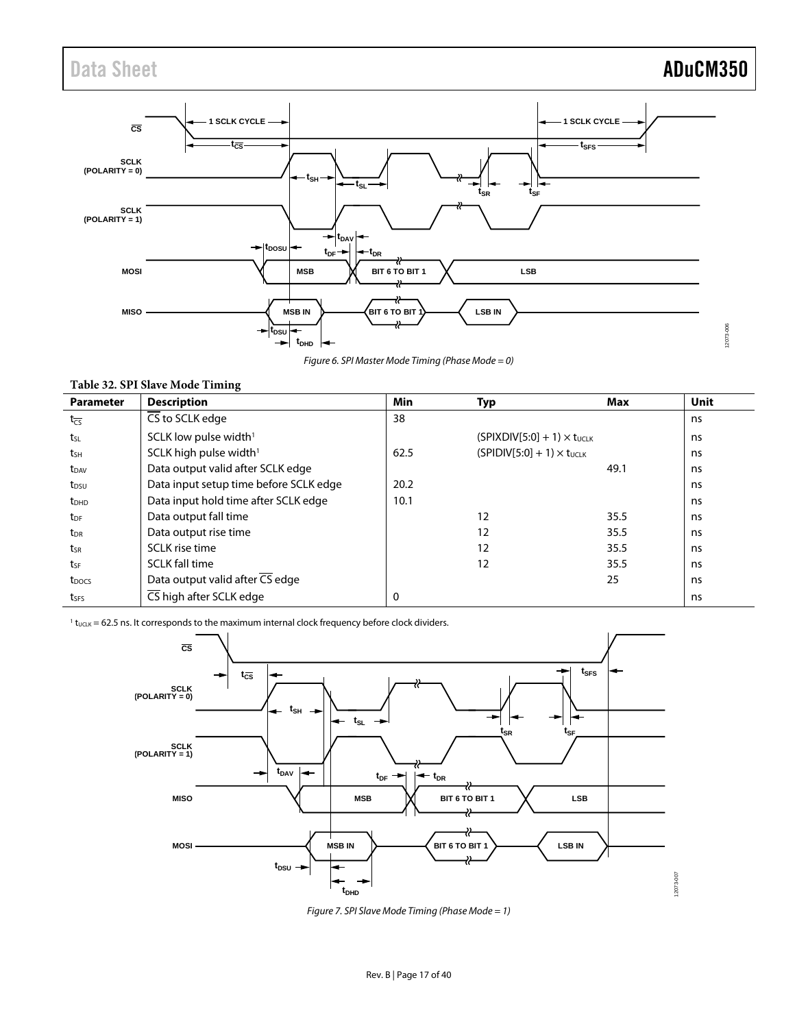Figure 6. SPI Master Mode Timing (Phase Mode = 0)

**Table 32. SPI Slave Mode Timing**

| Parameter | Description | Min | Typ | Max | Unit |
|---|---|---|---|---|---|
| $t_{\overline{CS}}$ | $\overline{CS}$ to SCLK edge | 38 | | | ns |
| $t_{SL}$ | SCLK low pulse width[1] | | (SPIXDIV[5:0] + 1) × $t_{UCLK}$ | | ns |
| $t_{SH}$ | SCLK high pulse width[1] | 62.5 | (SPIDIV[5:0] + 1) × $t_{UCLK}$ | | ns |
| $t_{DAV}$ | Data output valid after SCLK edge | | | 49.1 | ns |
| $t_{DSU}$ | Data input setup time before SCLK edge | 20.2 | | | ns |
| $t_{DHD}$ | Data input hold time after SCLK edge | 10.1 | | | ns |
| $t_{DF}$ | Data output fall time | | 12 | 35.5 | ns |
| $t_{DR}$ | Data output rise time | | 12 | 35.5 | ns |
| $t_{SR}$ | SCLK rise time | | 12 | 35.5 | ns |
| $t_{SF}$ | SCLK fall time | | 12 | 35.5 | ns |
| $t_{DOCS}$ | Data output valid after $\overline{CS}$ edge | | | 25 | ns |
| $t_{SFS}$ | $\overline{CS}$ high after SCLK edge | 0 | | | ns |

[1] $t_{UCLK}$ = 62.5 ns. It corresponds to the maximum internal clock frequency before clock dividers.

Figure 7. SPI Slave Mode Timing (Phase Mode = 1)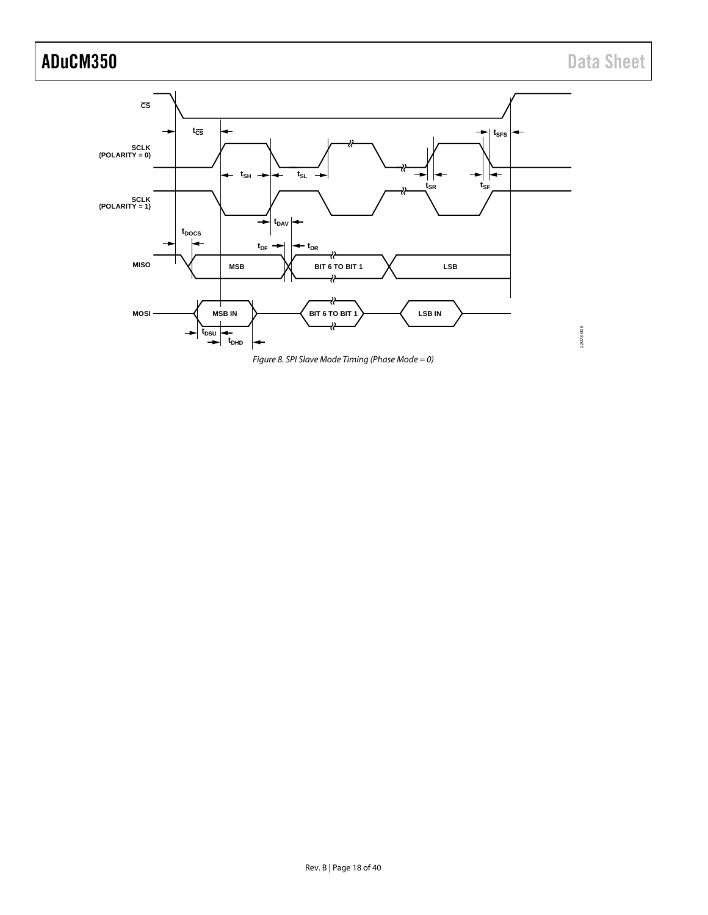Figure 8. SPI Slave Mode Timing (Phase Mode = 0)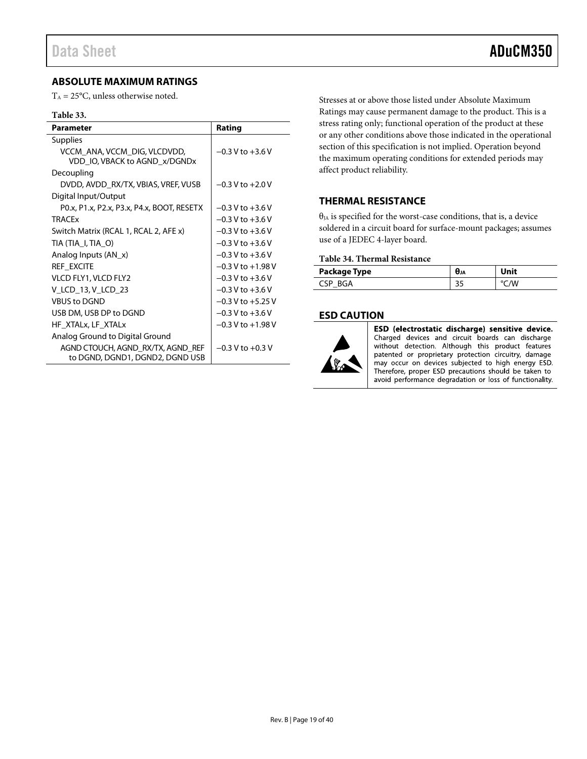## ABSOLUTE MAXIMUM RATINGS

$T_A$ = 25°C, unless otherwise noted.

**Table 33.**

| Parameter | Rating |
|---|---|
| Supplies | |
| VCCM_ANA, VCCM_DIG, VLCDVDD, VDD_IO, VBACK to AGND_x/DGNDx | −0.3 V to +3.6 V |
| Decoupling | |
| DVDD, AVDD_RX/TX, VBIAS, VREF, VUSB | −0.3 V to +2.0 V |
| Digital Input/Output | |
| P0.x, P1.x, P2.x, P3.x, P4.x, BOOT, RESETX | −0.3 V to +3.6 V |
| TRACEx | −0.3 V to +3.6 V |
| Switch Matrix (RCAL 1, RCAL 2, AFE x) | −0.3 V to +3.6 V |
| TIA (TIA_I, TIA_O) | −0.3 V to +3.6 V |
| Analog Inputs (AN_x) | −0.3 V to +3.6 V |
| REF_EXCITE | −0.3 V to +1.98 V |
| VLCD FLY1, VLCD FLY2 | −0.3 V to +3.6 V |
| V_LCD_13, V_LCD_23 | −0.3 V to +3.6 V |
| VBUS to DGND | −0.3 V to +5.25 V |
| USB DM, USB DP to DGND | −0.3 V to +3.6 V |
| HF_XTALx, LF_XTALx | −0.3 V to +1.98 V |
| Analog Ground to Digital Ground | |
| AGND CTOUCH, AGND_RX/TX, AGND_REF to DGND, DGND1, DGND2, DGND USB | −0.3 V to +0.3 V |

Stresses at or above those listed under Absolute Maximum Ratings may cause permanent damage to the product. This is a stress rating only; functional operation of the product at these or any other conditions above those indicated in the operational section of this specification is not implied. Operation beyond the maximum operating conditions for extended periods may affect product reliability.

## THERMAL RESISTANCE

$\theta_{JA}$ is specified for the worst-case conditions, that is, a device soldered in a circuit board for surface-mount packages; assumes use of a JEDEC 4-layer board.

**Table 34. Thermal Resistance**

| Package Type | $\theta_{JA}$ | Unit |
|---|---|---|
| CSP_BGA | 35 | °C/W |

## ESD CAUTION

**ESD (electrostatic discharge) sensitive device.** Charged devices and circuit boards can discharge without detection. Although this product features patented or proprietary protection circuitry, damage may occur on devices subjected to high energy ESD. Therefore, proper ESD precautions should be taken to avoid performance degradation or loss of functionality.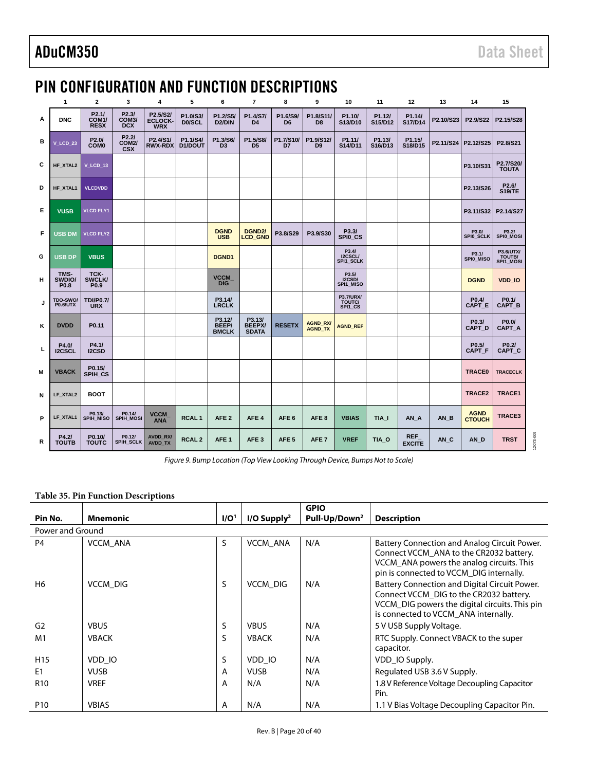# PIN CONFIGURATION AND FUNCTION DESCRIPTIONS

| | 1 | 2 | 3 | 4 | 5 | 6 | 7 | 8 | 9 | 10 | 11 | 12 | 13 | 14 | 15 |
|---|---|---|---|---|---|---|---|---|---|---|---|---|---|---|---|
| A | DNC | P2.1/ COM1/ RESX | P2.3/ COM3/ DCX | P2.5/S2/ ECLOCK-WRX | P1.0/S3/ D0/SCL | P1.2/S5/ D2/DIN | P1.4/S7/ D4 | P1.6/S9/ D6 | P1.8/S11/ D8 | P1.10/ S13/D10 | P1.12/ S15/D12 | P1.14/ S17/D14 | P2.10/S23 | P2.9/S22 | P2.15/S28 |
| B | V_LCD_23 | P2.0/ COM0 | P2.2/ COM2/ CSX | P2.4/S1/ RWX-RDX | P1.1/S4/ D1/DOUT | P1.3/S6/ D3 | P1.5/S8/ D5 | P1.7/S10/ D7 | P1.9/S12/ D9 | P1.11/ S14/D11 | P1.13/ S16/D13 | P1.15/ S18/D15 | P2.11/S24 | P2.12/S25 | P2.8/S21 |
| C | HF_XTAL2 | V_LCD_13 | | | | | | | | | | | | P3.10/S31 | P2.7/S20/ TOUTA |
| D | HF_XTAL1 | VLCDVDD | | | | | | | | | | | | P2.13/S26 | P2.6/ S19/TE |
| E | VUSB | VLCD FLY1 | | | | | | | | | | | | P3.11/S32 | P2.14/S27 |
| F | USB DM | VLCD FLY2 | | | | DGND USB | DGND2/ LCD_GND | P3.8/S29 | P3.9/S30 | P3.3/ SPI0_CS | | | | P3.0/ SPI0_SCLK | P3.2/ SPI0_MOSI |
| G | USB DP | VBUS | | | | DGND1 | | | | P3.4/ I2CSCL/ SPI1_SCLK | | | | P3.1/ SPI0_MISO | P3.6/UTX/ TOUTB/ SPI1_MOSI |
| H | TMS-SWDIO/ P0.8 | TCK-SWCLK/ P0.9 | | | | VCCM_ DIG | | | | P3.5/ I2CSD/ SPI1_MISO | | | | DGND | VDD_IO |
| J | TDO-SWO/ P0.6/UTX | TDI/P0.7/ URX | | | | P3.14/ LRCLK | | | | P3.7/URX/ TOUTC/ SPI1_CS | | | | P0.4/ CAPT_E | P0.1/ CAPT_B |
| K | DVDD | P0.11 | | | | P3.12/ BEEP/ BMCLK | P3.13/ BEEPX/ SDATA | RESETX | AGND_RX/ AGND_TX | AGND_REF | | | | P0.3/ CAPT_D | P0.0/ CAPT_A |
| L | P4.0/ I2CSCL | P4.1/ I2CSD | | | | | | | | | | | | P0.5/ CAPT_F | P0.2/ CAPT_C |
| M | VBACK | P0.15/ SPIH_CS | | | | | | | | | | | | TRACE0 | TRACECLK |
| N | LF_XTAL2 | BOOT | | | | | | | | | | | | TRACE2 | TRACE1 |
| P | LF_XTAL1 | P0.13/ SPIH_MISO | P0.14/ SPIH_MOSI | VCCM_ ANA | RCAL 1 | AFE 2 | AFE 4 | AFE 6 | AFE 8 | VBIAS | TIA_I | AN_A | AN_B | AGND CTOUCH | TRACE3 |
| R | P4.2/ TOUTB | P0.10/ TOUTC | P0.12/ SPIH_SCLK | AVDD_RX/ AVDD_TX | RCAL 2 | AFE 1 | AFE 3 | AFE 5 | AFE 7 | VREF | TIA_O | REF_ EXCITE | AN_C | AN_D | TRST |

Figure 9. Bump Location (Top View Looking Through Device, Bumps Not to Scale)

**Table 35. Pin Function Descriptions**

| Pin No. | Mnemonic | I/O[1] | I/O Supply[2] | GPIO Pull-Up/Down[2] | Description |
|---|---|---|---|---|---|
| Power and Ground | | | | | |
| P4 | VCCM_ANA | S | VCCM_ANA | N/A | Battery Connection and Analog Circuit Power. Connect VCCM_ANA to the CR2032 battery. VCCM_ANA powers the analog circuits. This pin is connected to VCCM_DIG internally. |
| H6 | VCCM_DIG | S | VCCM_DIG | N/A | Battery Connection and Digital Circuit Power. Connect VCCM_DIG to the CR2032 battery. VCCM_DIG powers the digital circuits. This pin is connected to VCCM_ANA internally. |
| G2 | VBUS | S | VBUS | N/A | 5 V USB Supply Voltage. |
| M1 | VBACK | S | VBACK | N/A | RTC Supply. Connect VBACK to the super capacitor. |
| H15 | VDD_IO | S | VDD_IO | N/A | VDD_IO Supply. |
| E1 | VUSB | A | VUSB | N/A | Regulated USB 3.6 V Supply. |
| R10 | VREF | A | N/A | N/A | 1.8 V Reference Voltage Decoupling Capacitor Pin. |
| P10 | VBIAS | A | N/A | N/A | 1.1 V Bias Voltage Decoupling Capacitor Pin. |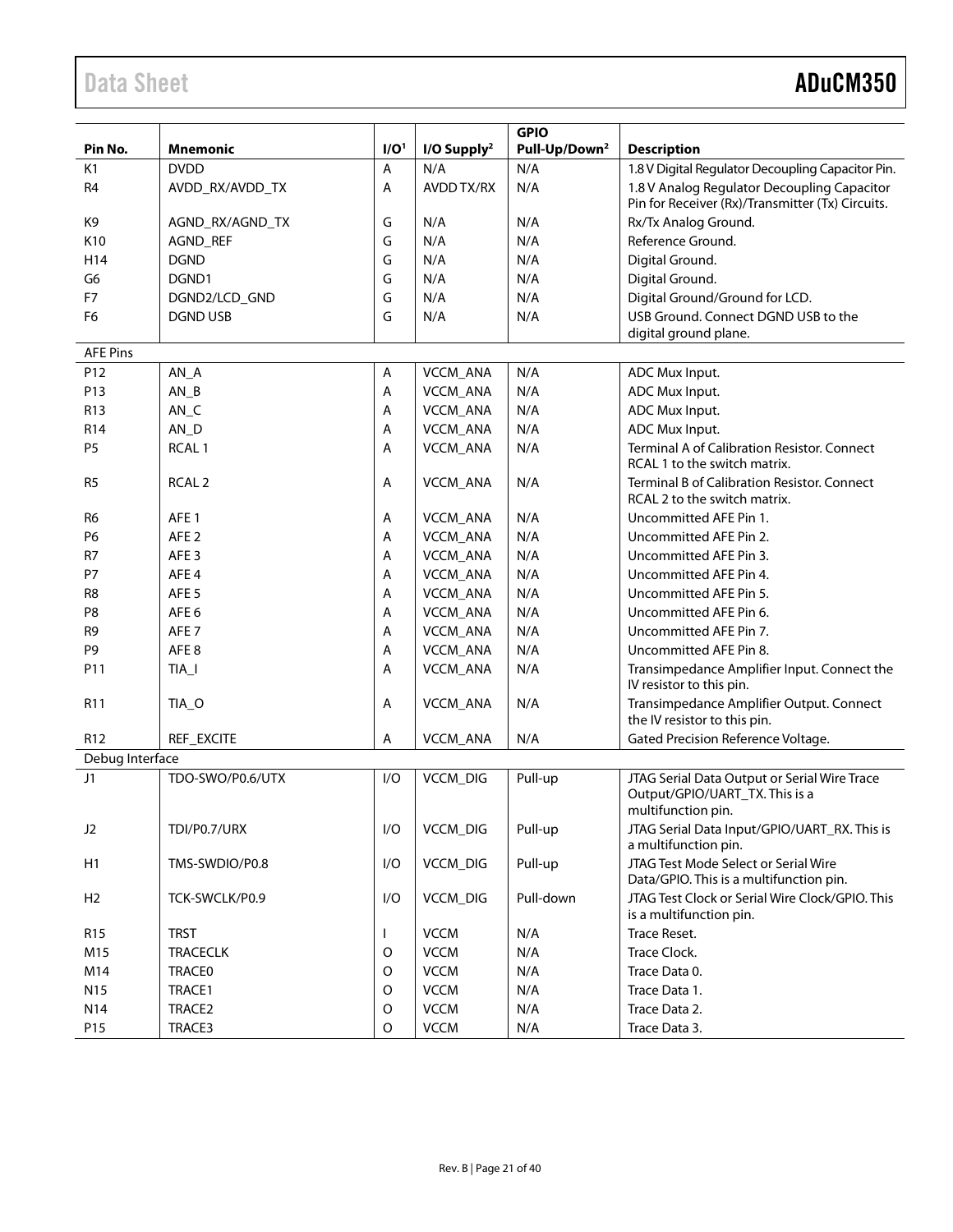| Pin No. | Mnemonic | I/O[1] | I/O Supply[2] | GPIO Pull-Up/Down[2] | Description |
|---|---|---|---|---|---|
| K1 | DVDD | A | N/A | N/A | 1.8 V Digital Regulator Decoupling Capacitor Pin. |
| R4 | AVDD_RX/AVDD_TX | A | AVDD TX/RX | N/A | 1.8 V Analog Regulator Decoupling Capacitor Pin for Receiver (Rx)/Transmitter (Tx) Circuits. |
| K9 | AGND_RX/AGND_TX | G | N/A | N/A | Rx/Tx Analog Ground. |
| K10 | AGND_REF | G | N/A | N/A | Reference Ground. |
| H14 | DGND | G | N/A | N/A | Digital Ground. |
| G6 | DGND1 | G | N/A | N/A | Digital Ground. |
| F7 | DGND2/LCD_GND | G | N/A | N/A | Digital Ground/Ground for LCD. |
| F6 | DGND USB | G | N/A | N/A | USB Ground. Connect DGND USB to the digital ground plane. |
| AFE Pins | | | | | |
| P12 | AN_A | A | VCCM_ANA | N/A | ADC Mux Input. |
| P13 | AN_B | A | VCCM_ANA | N/A | ADC Mux Input. |
| R13 | AN_C | A | VCCM_ANA | N/A | ADC Mux Input. |
| R14 | AN_D | A | VCCM_ANA | N/A | ADC Mux Input. |
| P5 | RCAL 1 | A | VCCM_ANA | N/A | Terminal A of Calibration Resistor. Connect RCAL 1 to the switch matrix. |
| R5 | RCAL 2 | A | VCCM_ANA | N/A | Terminal B of Calibration Resistor. Connect RCAL 2 to the switch matrix. |
| R6 | AFE 1 | A | VCCM_ANA | N/A | Uncommitted AFE Pin 1. |
| P6 | AFE 2 | A | VCCM_ANA | N/A | Uncommitted AFE Pin 2. |
| R7 | AFE 3 | A | VCCM_ANA | N/A | Uncommitted AFE Pin 3. |
| P7 | AFE 4 | A | VCCM_ANA | N/A | Uncommitted AFE Pin 4. |
| R8 | AFE 5 | A | VCCM_ANA | N/A | Uncommitted AFE Pin 5. |
| P8 | AFE 6 | A | VCCM_ANA | N/A | Uncommitted AFE Pin 6. |
| R9 | AFE 7 | A | VCCM_ANA | N/A | Uncommitted AFE Pin 7. |
| P9 | AFE 8 | A | VCCM_ANA | N/A | Uncommitted AFE Pin 8. |
| P11 | TIA_I | A | VCCM_ANA | N/A | Transimpedance Amplifier Input. Connect the IV resistor to this pin. |
| R11 | TIA_O | A | VCCM_ANA | N/A | Transimpedance Amplifier Output. Connect the IV resistor to this pin. |
| R12 | REF_EXCITE | A | VCCM_ANA | N/A | Gated Precision Reference Voltage. |
| Debug Interface | | | | | |
| J1 | TDO-SWO/P0.6/UTX | I/O | VCCM_DIG | Pull-up | JTAG Serial Data Output or Serial Wire Trace Output/GPIO/UART_TX. This is a multifunction pin. |
| J2 | TDI/P0.7/URX | I/O | VCCM_DIG | Pull-up | JTAG Serial Data Input/GPIO/UART_RX. This is a multifunction pin. |
| H1 | TMS-SWDIO/P0.8 | I/O | VCCM_DIG | Pull-up | JTAG Test Mode Select or Serial Wire Data/GPIO. This is a multifunction pin. |
| H2 | TCK-SWCLK/P0.9 | I/O | VCCM_DIG | Pull-down | JTAG Test Clock or Serial Wire Clock/GPIO. This is a multifunction pin. |
| R15 | TRST | I | VCCM | N/A | Trace Reset. |
| M15 | TRACECLK | O | VCCM | N/A | Trace Clock. |
| M14 | TRACE0 | O | VCCM | N/A | Trace Data 0. |
| N15 | TRACE1 | O | VCCM | N/A | Trace Data 1. |
| N14 | TRACE2 | O | VCCM | N/A | Trace Data 2. |
| P15 | TRACE3 | O | VCCM | N/A | Trace Data 3. |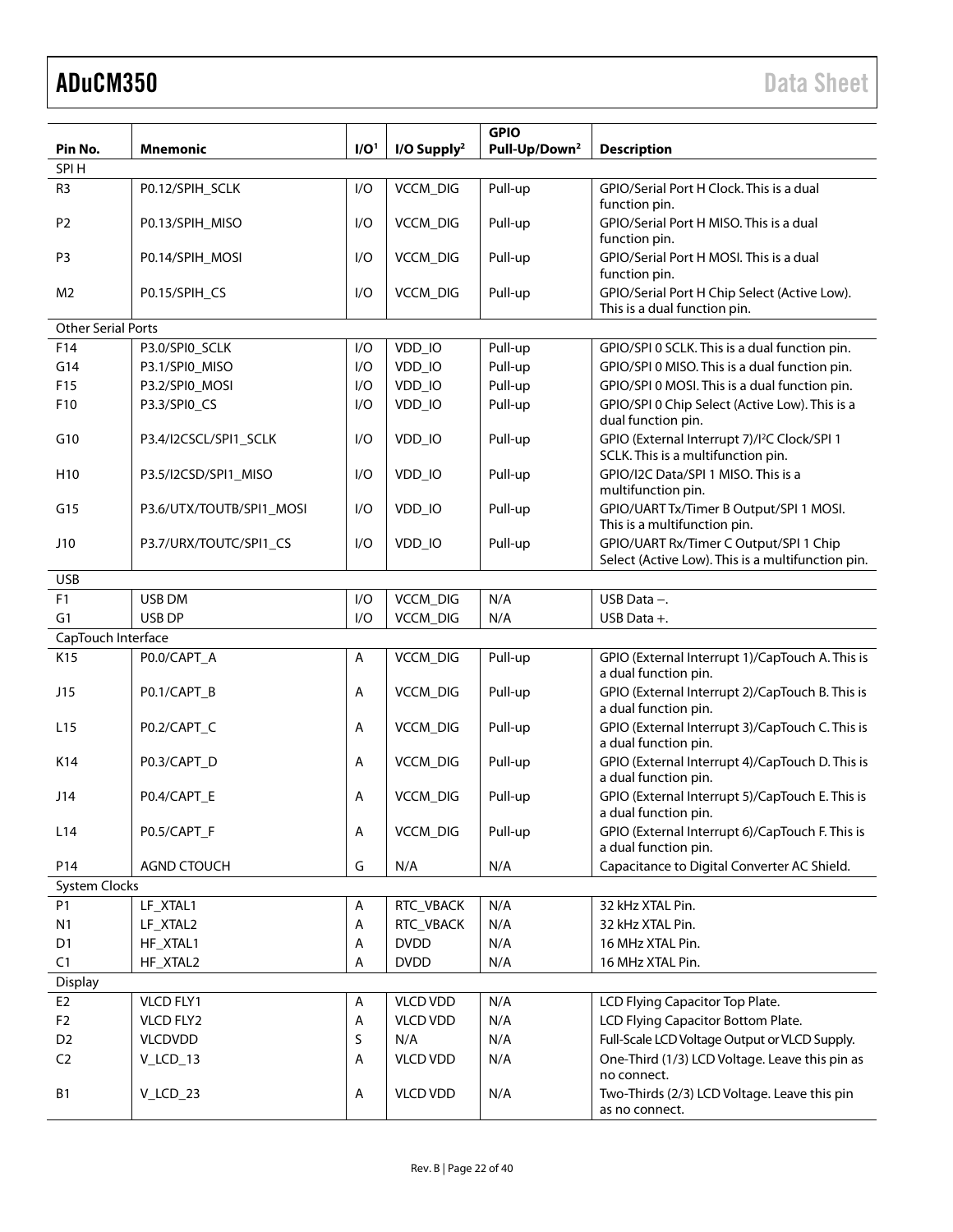| Pin No. | Mnemonic | I/O[1] | I/O Supply[2] | GPIO Pull-Up/Down[2] | Description |
|---|---|---|---|---|---|
| SPI H | | | | | |
| R3 | P0.12/SPIH_SCLK | I/O | VCCM_DIG | Pull-up | GPIO/Serial Port H Clock. This is a dual function pin. |
| P2 | P0.13/SPIH_MISO | I/O | VCCM_DIG | Pull-up | GPIO/Serial Port H MISO. This is a dual function pin. |
| P3 | P0.14/SPIH_MOSI | I/O | VCCM_DIG | Pull-up | GPIO/Serial Port H MOSI. This is a dual function pin. |
| M2 | P0.15/SPIH_CS | I/O | VCCM_DIG | Pull-up | GPIO/Serial Port H Chip Select (Active Low). This is a dual function pin. |
| Other Serial Ports | | | | | |
| F14 | P3.0/SPI0_SCLK | I/O | VDD_IO | Pull-up | GPIO/SPI 0 SCLK. This is a dual function pin. |
| G14 | P3.1/SPI0_MISO | I/O | VDD_IO | Pull-up | GPIO/SPI 0 MISO. This is a dual function pin. |
| F15 | P3.2/SPI0_MOSI | I/O | VDD_IO | Pull-up | GPIO/SPI 0 MOSI. This is a dual function pin. |
| F10 | P3.3/SPI0_CS | I/O | VDD_IO | Pull-up | GPIO/SPI 0 Chip Select (Active Low). This is a dual function pin. |
| G10 | P3.4/I2CSCL/SPI1_SCLK | I/O | VDD_IO | Pull-up | GPIO (External Interrupt 7)/I²C Clock/SPI 1 SCLK. This is a multifunction pin. |
| H10 | P3.5/I2CSD/SPI1_MISO | I/O | VDD_IO | Pull-up | GPIO/I2C Data/SPI 1 MISO. This is a multifunction pin. |
| G15 | P3.6/UTX/TOUTB/SPI1_MOSI | I/O | VDD_IO | Pull-up | GPIO/UART Tx/Timer B Output/SPI 1 MOSI. This is a multifunction pin. |
| J10 | P3.7/URX/TOUTC/SPI1_CS | I/O | VDD_IO | Pull-up | GPIO/UART Rx/Timer C Output/SPI 1 Chip Select (Active Low). This is a multifunction pin. |
| USB | | | | | |
| F1 | USB DM | I/O | VCCM_DIG | N/A | USB Data −. |
| G1 | USB DP | I/O | VCCM_DIG | N/A | USB Data +. |
| CapTouch Interface | | | | | |
| K15 | P0.0/CAPT_A | A | VCCM_DIG | Pull-up | GPIO (External Interrupt 1)/CapTouch A. This is a dual function pin. |
| J15 | P0.1/CAPT_B | A | VCCM_DIG | Pull-up | GPIO (External Interrupt 2)/CapTouch B. This is a dual function pin. |
| L15 | P0.2/CAPT_C | A | VCCM_DIG | Pull-up | GPIO (External Interrupt 3)/CapTouch C. This is a dual function pin. |
| K14 | P0.3/CAPT_D | A | VCCM_DIG | Pull-up | GPIO (External Interrupt 4)/CapTouch D. This is a dual function pin. |
| J14 | P0.4/CAPT_E | A | VCCM_DIG | Pull-up | GPIO (External Interrupt 5)/CapTouch E. This is a dual function pin. |
| L14 | P0.5/CAPT_F | A | VCCM_DIG | Pull-up | GPIO (External Interrupt 6)/CapTouch F. This is a dual function pin. |
| P14 | AGND CTOUCH | G | N/A | N/A | Capacitance to Digital Converter AC Shield. |
| System Clocks | | | | | |
| P1 | LF_XTAL1 | A | RTC_VBACK | N/A | 32 kHz XTAL Pin. |
| N1 | LF_XTAL2 | A | RTC_VBACK | N/A | 32 kHz XTAL Pin. |
| D1 | HF_XTAL1 | A | DVDD | N/A | 16 MHz XTAL Pin. |
| C1 | HF_XTAL2 | A | DVDD | N/A | 16 MHz XTAL Pin. |
| Display | | | | | |
| E2 | VLCD FLY1 | A | VLCD VDD | N/A | LCD Flying Capacitor Top Plate. |
| F2 | VLCD FLY2 | A | VLCD VDD | N/A | LCD Flying Capacitor Bottom Plate. |
| D2 | VLCDVDD | S | N/A | N/A | Full-Scale LCD Voltage Output or VLCD Supply. |
| C2 | V_LCD_13 | A | VLCD VDD | N/A | One-Third (1/3) LCD Voltage. Leave this pin as no connect. |
| B1 | V_LCD_23 | A | VLCD VDD | N/A | Two-Thirds (2/3) LCD Voltage. Leave this pin as no connect. |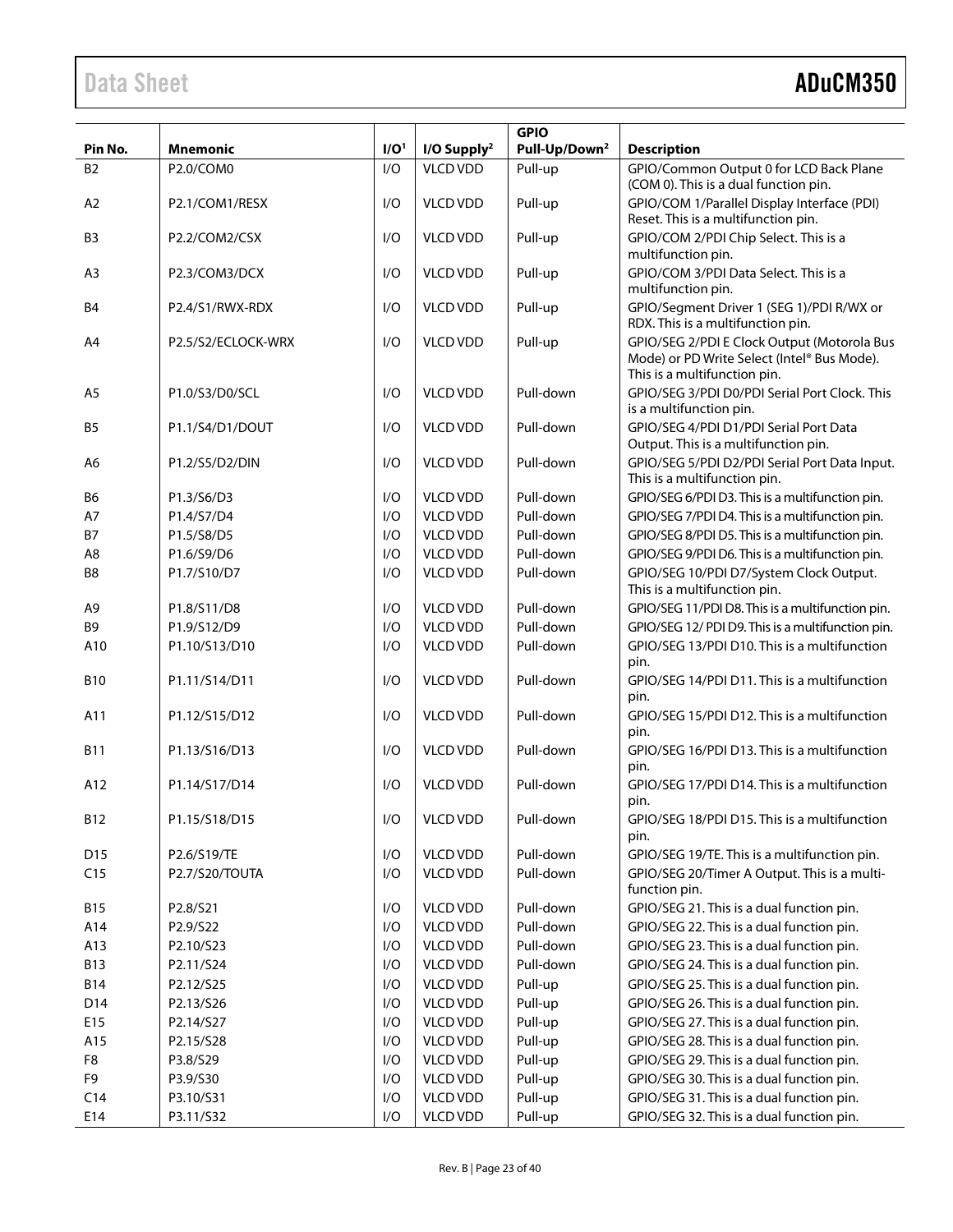| Pin No. | Mnemonic | I/O[1] | I/O Supply[2] | GPIO Pull-Up/Down[2] | Description |
|---|---|---|---|---|---|
| B2 | P2.0/COM0 | I/O | VLCD VDD | Pull-up | GPIO/Common Output 0 for LCD Back Plane (COM 0). This is a dual function pin. |
| A2 | P2.1/COM1/RESX | I/O | VLCD VDD | Pull-up | GPIO/COM 1/Parallel Display Interface (PDI) Reset. This is a multifunction pin. |
| B3 | P2.2/COM2/CSX | I/O | VLCD VDD | Pull-up | GPIO/COM 2/PDI Chip Select. This is a multifunction pin. |
| A3 | P2.3/COM3/DCX | I/O | VLCD VDD | Pull-up | GPIO/COM 3/PDI Data Select. This is a multifunction pin. |
| B4 | P2.4/S1/RWX-RDX | I/O | VLCD VDD | Pull-up | GPIO/Segment Driver 1 (SEG 1)/PDI R/WX or RDX. This is a multifunction pin. |
| A4 | P2.5/S2/ECLOCK-WRX | I/O | VLCD VDD | Pull-up | GPIO/SEG 2/PDI E Clock Output (Motorola Bus Mode) or PD Write Select (Intel® Bus Mode). This is a multifunction pin. |
| A5 | P1.0/S3/D0/SCL | I/O | VLCD VDD | Pull-down | GPIO/SEG 3/PDI D0/PDI Serial Port Clock. This is a multifunction pin. |
| B5 | P1.1/S4/D1/DOUT | I/O | VLCD VDD | Pull-down | GPIO/SEG 4/PDI D1/PDI Serial Port Data Output. This is a multifunction pin. |
| A6 | P1.2/S5/D2/DIN | I/O | VLCD VDD | Pull-down | GPIO/SEG 5/PDI D2/PDI Serial Port Data Input. This is a multifunction pin. |
| B6 | P1.3/S6/D3 | I/O | VLCD VDD | Pull-down | GPIO/SEG 6/PDI D3. This is a multifunction pin. |
| A7 | P1.4/S7/D4 | I/O | VLCD VDD | Pull-down | GPIO/SEG 7/PDI D4. This is a multifunction pin. |
| B7 | P1.5/S8/D5 | I/O | VLCD VDD | Pull-down | GPIO/SEG 8/PDI D5. This is a multifunction pin. |
| A8 | P1.6/S9/D6 | I/O | VLCD VDD | Pull-down | GPIO/SEG 9/PDI D6. This is a multifunction pin. |
| B8 | P1.7/S10/D7 | I/O | VLCD VDD | Pull-down | GPIO/SEG 10/PDI D7/System Clock Output. This is a multifunction pin. |
| A9 | P1.8/S11/D8 | I/O | VLCD VDD | Pull-down | GPIO/SEG 11/PDI D8. This is a multifunction pin. |
| B9 | P1.9/S12/D9 | I/O | VLCD VDD | Pull-down | GPIO/SEG 12/ PDI D9. This is a multifunction pin. |
| A10 | P1.10/S13/D10 | I/O | VLCD VDD | Pull-down | GPIO/SEG 13/PDI D10. This is a multifunction pin. |
| B10 | P1.11/S14/D11 | I/O | VLCD VDD | Pull-down | GPIO/SEG 14/PDI D11. This is a multifunction pin. |
| A11 | P1.12/S15/D12 | I/O | VLCD VDD | Pull-down | GPIO/SEG 15/PDI D12. This is a multifunction pin. |
| B11 | P1.13/S16/D13 | I/O | VLCD VDD | Pull-down | GPIO/SEG 16/PDI D13. This is a multifunction pin. |
| A12 | P1.14/S17/D14 | I/O | VLCD VDD | Pull-down | GPIO/SEG 17/PDI D14. This is a multifunction pin. |
| B12 | P1.15/S18/D15 | I/O | VLCD VDD | Pull-down | GPIO/SEG 18/PDI D15. This is a multifunction pin. |
| D15 | P2.6/S19/TE | I/O | VLCD VDD | Pull-down | GPIO/SEG 19/TE. This is a multifunction pin. |
| C15 | P2.7/S20/TOUTA | I/O | VLCD VDD | Pull-down | GPIO/SEG 20/Timer A Output. This is a multi-function pin. |
| B15 | P2.8/S21 | I/O | VLCD VDD | Pull-down | GPIO/SEG 21. This is a dual function pin. |
| A14 | P2.9/S22 | I/O | VLCD VDD | Pull-down | GPIO/SEG 22. This is a dual function pin. |
| A13 | P2.10/S23 | I/O | VLCD VDD | Pull-down | GPIO/SEG 23. This is a dual function pin. |
| B13 | P2.11/S24 | I/O | VLCD VDD | Pull-down | GPIO/SEG 24. This is a dual function pin. |
| B14 | P2.12/S25 | I/O | VLCD VDD | Pull-up | GPIO/SEG 25. This is a dual function pin. |
| D14 | P2.13/S26 | I/O | VLCD VDD | Pull-up | GPIO/SEG 26. This is a dual function pin. |
| E15 | P2.14/S27 | I/O | VLCD VDD | Pull-up | GPIO/SEG 27. This is a dual function pin. |
| A15 | P2.15/S28 | I/O | VLCD VDD | Pull-up | GPIO/SEG 28. This is a dual function pin. |
| F8 | P3.8/S29 | I/O | VLCD VDD | Pull-up | GPIO/SEG 29. This is a dual function pin. |
| F9 | P3.9/S30 | I/O | VLCD VDD | Pull-up | GPIO/SEG 30. This is a dual function pin. |
| C14 | P3.10/S31 | I/O | VLCD VDD | Pull-up | GPIO/SEG 31. This is a dual function pin. |
| E14 | P3.11/S32 | I/O | VLCD VDD | Pull-up | GPIO/SEG 32. This is a dual function pin. |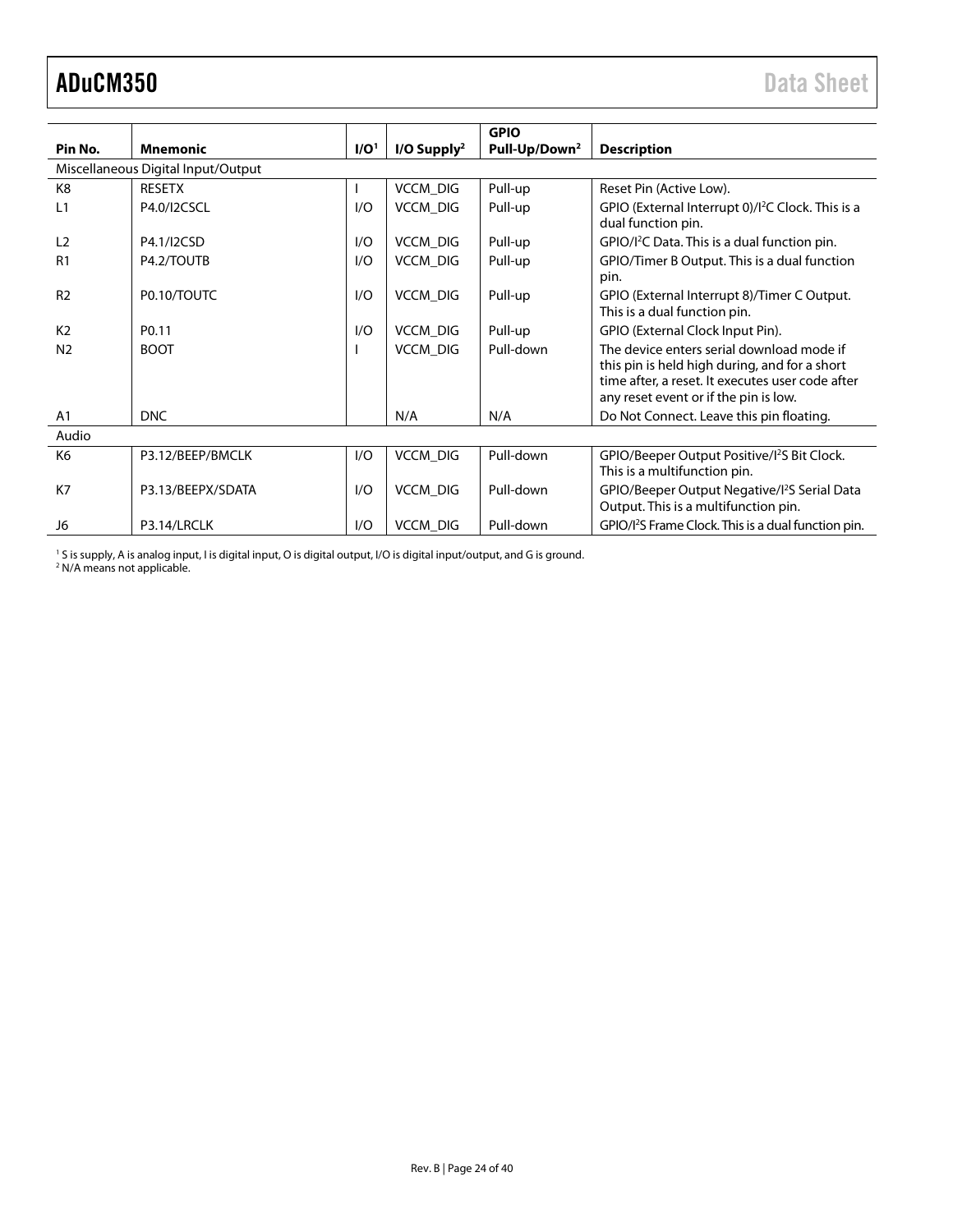| Pin No. | Mnemonic | I/O[1] | I/O Supply[2] | GPIO Pull-Up/Down[2] | Description |
|---|---|---|---|---|---|
| Miscellaneous Digital Input/Output | | | | | |
| K8 | RESETX | I | VCCM_DIG | Pull-up | Reset Pin (Active Low). |
| L1 | P4.0/I2CSCL | I/O | VCCM_DIG | Pull-up | GPIO (External Interrupt 0)/I²C Clock. This is a dual function pin. |
| L2 | P4.1/I2CSD | I/O | VCCM_DIG | Pull-up | GPIO/I²C Data. This is a dual function pin. |
| R1 | P4.2/TOUTB | I/O | VCCM_DIG | Pull-up | GPIO/Timer B Output. This is a dual function pin. |
| R2 | P0.10/TOUTC | I/O | VCCM_DIG | Pull-up | GPIO (External Interrupt 8)/Timer C Output. This is a dual function pin. |
| K2 | P0.11 | I/O | VCCM_DIG | Pull-up | GPIO (External Clock Input Pin). |
| N2 | BOOT | I | VCCM_DIG | Pull-down | The device enters serial download mode if this pin is held high during, and for a short time after, a reset. It executes user code after any reset event or if the pin is low. |
| A1 | DNC | | N/A | N/A | Do Not Connect. Leave this pin floating. |
| Audio | | | | | |
| K6 | P3.12/BEEP/BMCLK | I/O | VCCM_DIG | Pull-down | GPIO/Beeper Output Positive/I²S Bit Clock. This is a multifunction pin. |
| K7 | P3.13/BEEPX/SDATA | I/O | VCCM_DIG | Pull-down | GPIO/Beeper Output Negative/I²S Serial Data Output. This is a multifunction pin. |
| J6 | P3.14/LRCLK | I/O | VCCM_DIG | Pull-down | GPIO/I²S Frame Clock. This is a dual function pin. |

[1] S is supply, A is analog input, I is digital input, O is digital output, I/O is digital input/output, and G is ground.
[2] N/A means not applicable.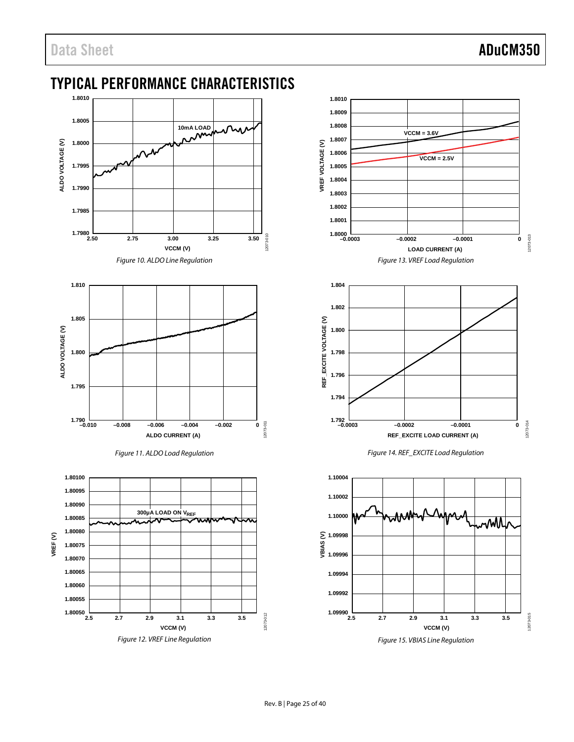# TYPICAL PERFORMANCE CHARACTERISTICS

*Figure 10. ALDO Line Regulation*

*Figure 11. ALDO Load Regulation*

*Figure 12. VREF Line Regulation*

*Figure 13. VREF Load Regulation*

*Figure 14. REF_EXCITE Load Regulation*

*Figure 15. VBIAS Line Regulation*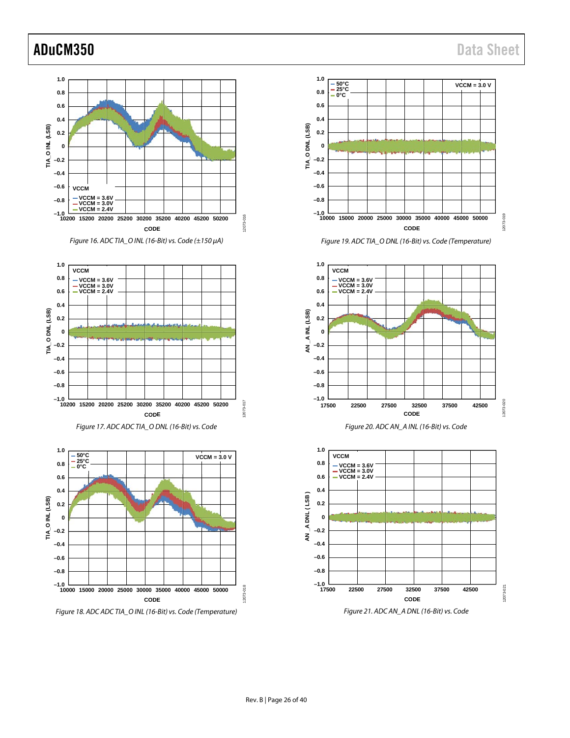Figure 16. ADC TIA_O INL (16-Bit) vs. Code (±150 µA)

Figure 17. ADC ADC TIA_O DNL (16-Bit) vs. Code

Figure 18. ADC ADC TIA_O INL (16-Bit) vs. Code (Temperature)

Figure 19. ADC TIA_O DNL (16-Bit) vs. Code (Temperature)

Figure 20. ADC AN_A INL (16-Bit) vs. Code

Figure 21. ADC AN_A DNL (16-Bit) vs. Code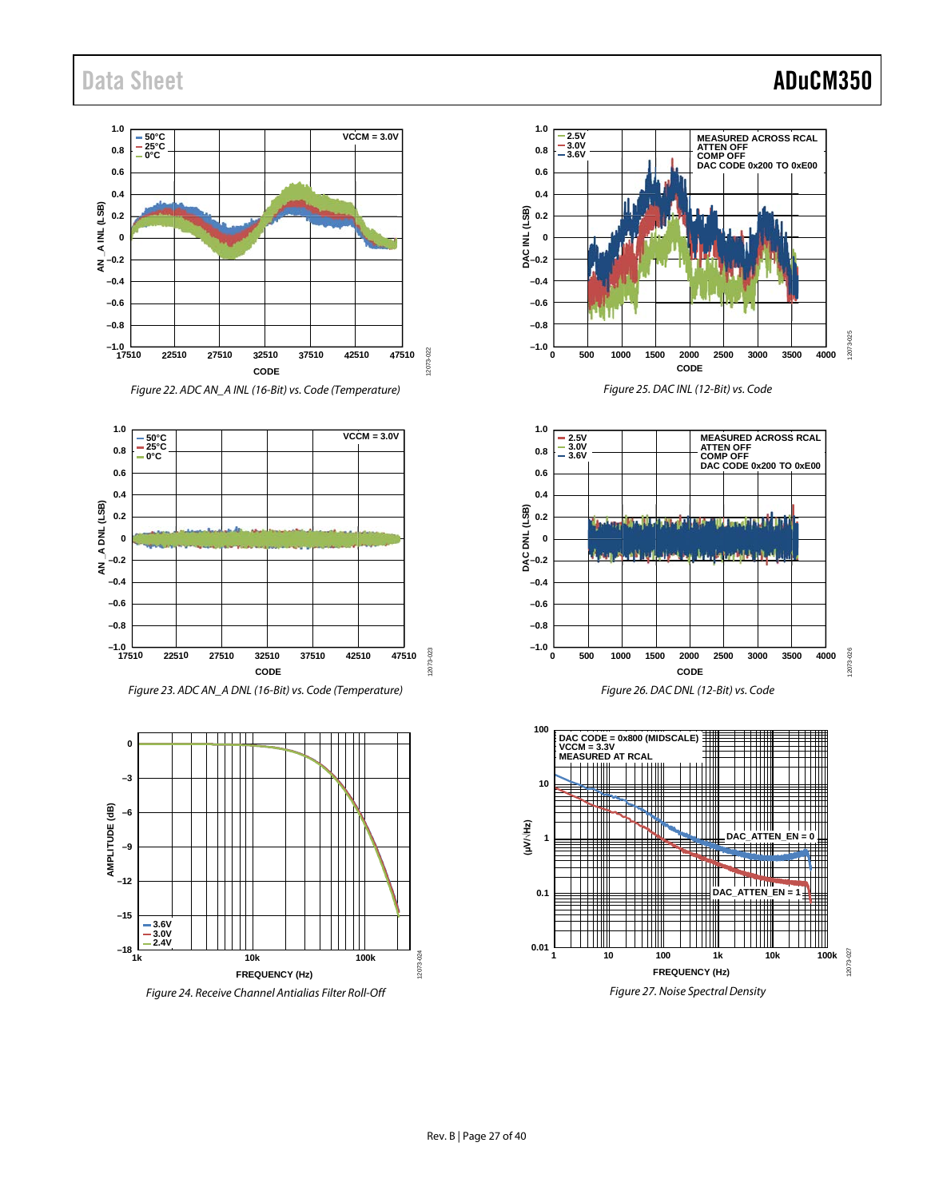Figure 22. ADC AN_A INL (16-Bit) vs. Code (Temperature)

Figure 23. ADC AN_A DNL (16-Bit) vs. Code (Temperature)

Figure 24. Receive Channel Antialias Filter Roll-Off

Figure 25. DAC INL (12-Bit) vs. Code

Figure 26. DAC DNL (12-Bit) vs. Code

Figure 27. Noise Spectral Density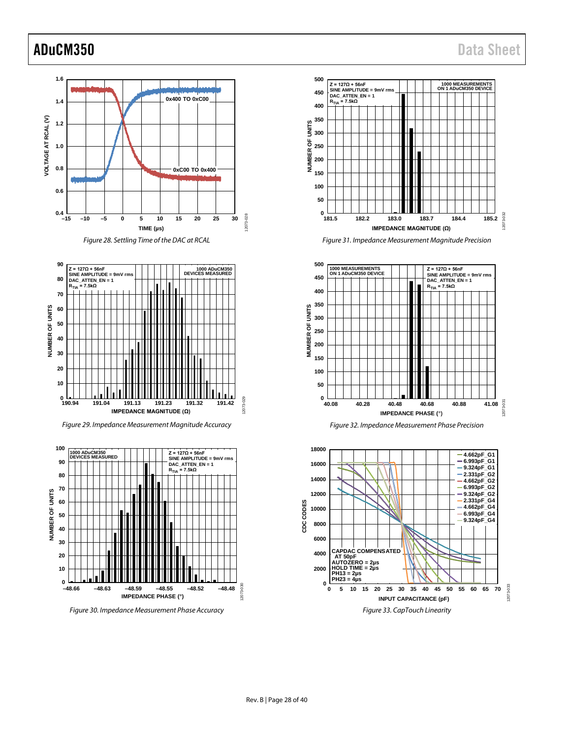Figure 28. Settling Time of the DAC at RCAL

Figure 29. Impedance Measurement Magnitude Accuracy

Figure 30. Impedance Measurement Phase Accuracy

Figure 31. Impedance Measurement Magnitude Precision

Figure 32. Impedance Measurement Phase Precision

Figure 33. CapTouch Linearity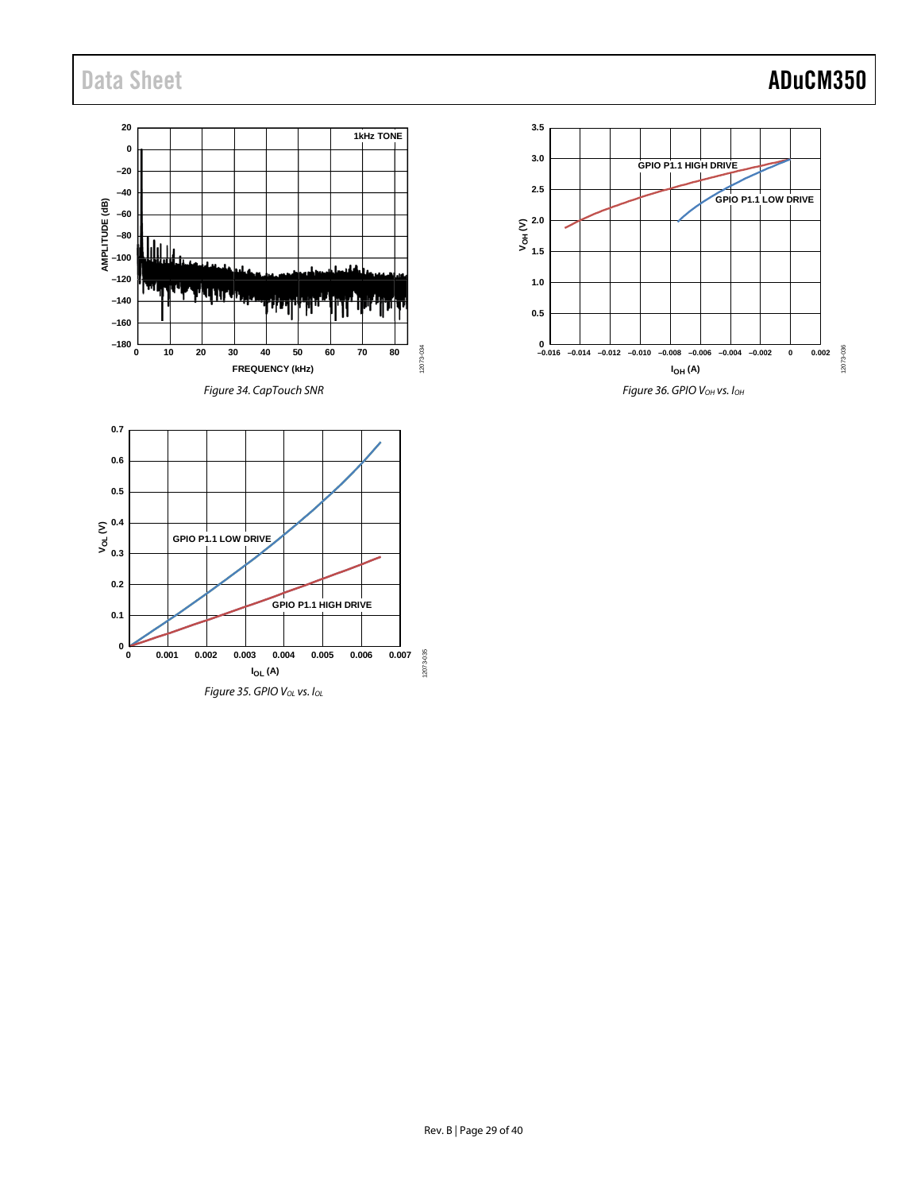Figure 34. CapTouch SNR

Figure 35. GPIO $V_{OL}$ vs. $I_{OL}$

Figure 36. GPIO $V_{OH}$ vs. $I_{OH}$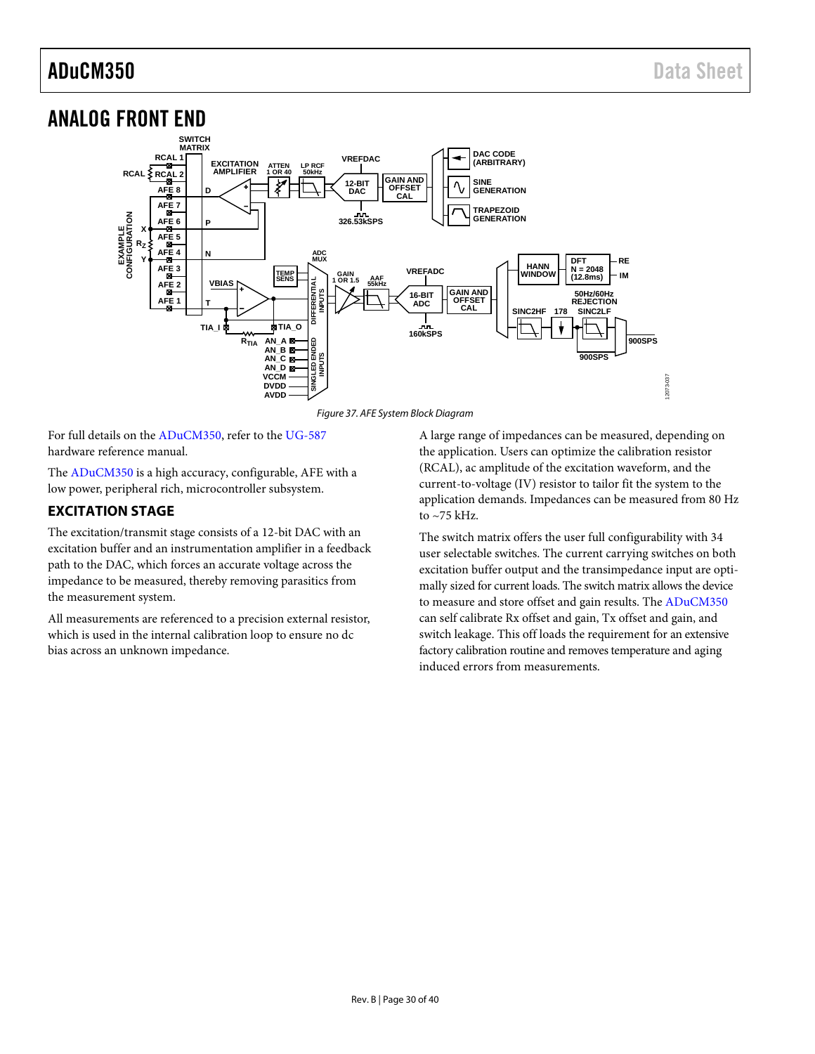# ANALOG FRONT END

Figure 37. AFE System Block Diagram

For full details on the ADuCM350, refer to the UG-587 hardware reference manual.

The ADuCM350 is a high accuracy, configurable, AFE with a low power, peripheral rich, microcontroller subsystem.

## EXCITATION STAGE

The excitation/transmit stage consists of a 12-bit DAC with an excitation buffer and an instrumentation amplifier in a feedback path to the DAC, which forces an accurate voltage across the impedance to be measured, thereby removing parasitics from the measurement system.

All measurements are referenced to a precision external resistor, which is used in the internal calibration loop to ensure no dc bias across an unknown impedance.

A large range of impedances can be measured, depending on the application. Users can optimize the calibration resistor (RCAL), ac amplitude of the excitation waveform, and the current-to-voltage (IV) resistor to tailor fit the system to the application demands. Impedances can be measured from 80 Hz to ~75 kHz.

The switch matrix offers the user full configurability with 34 user selectable switches. The current carrying switches on both excitation buffer output and the transimpedance input are optimally sized for current loads. The switch matrix allows the device to measure and store offset and gain results. The ADuCM350 can self calibrate Rx offset and gain, Tx offset and gain, and switch leakage. This off loads the requirement for an extensive factory calibration routine and removes temperature and aging induced errors from measurements.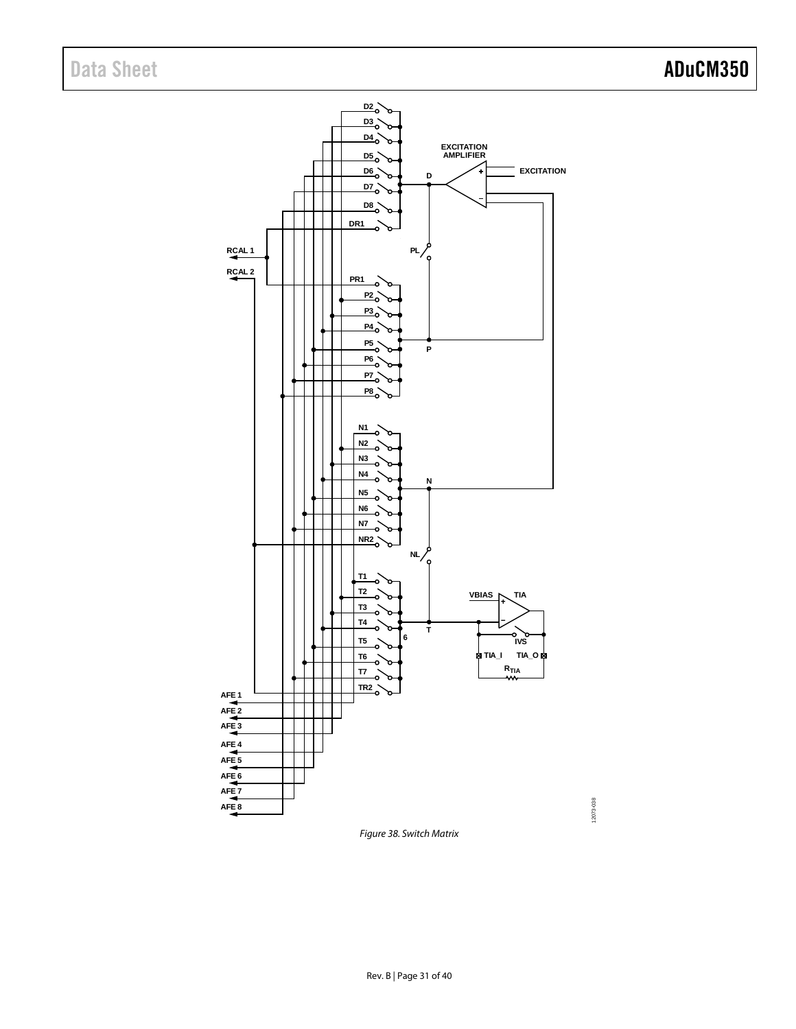Figure 38. Switch Matrix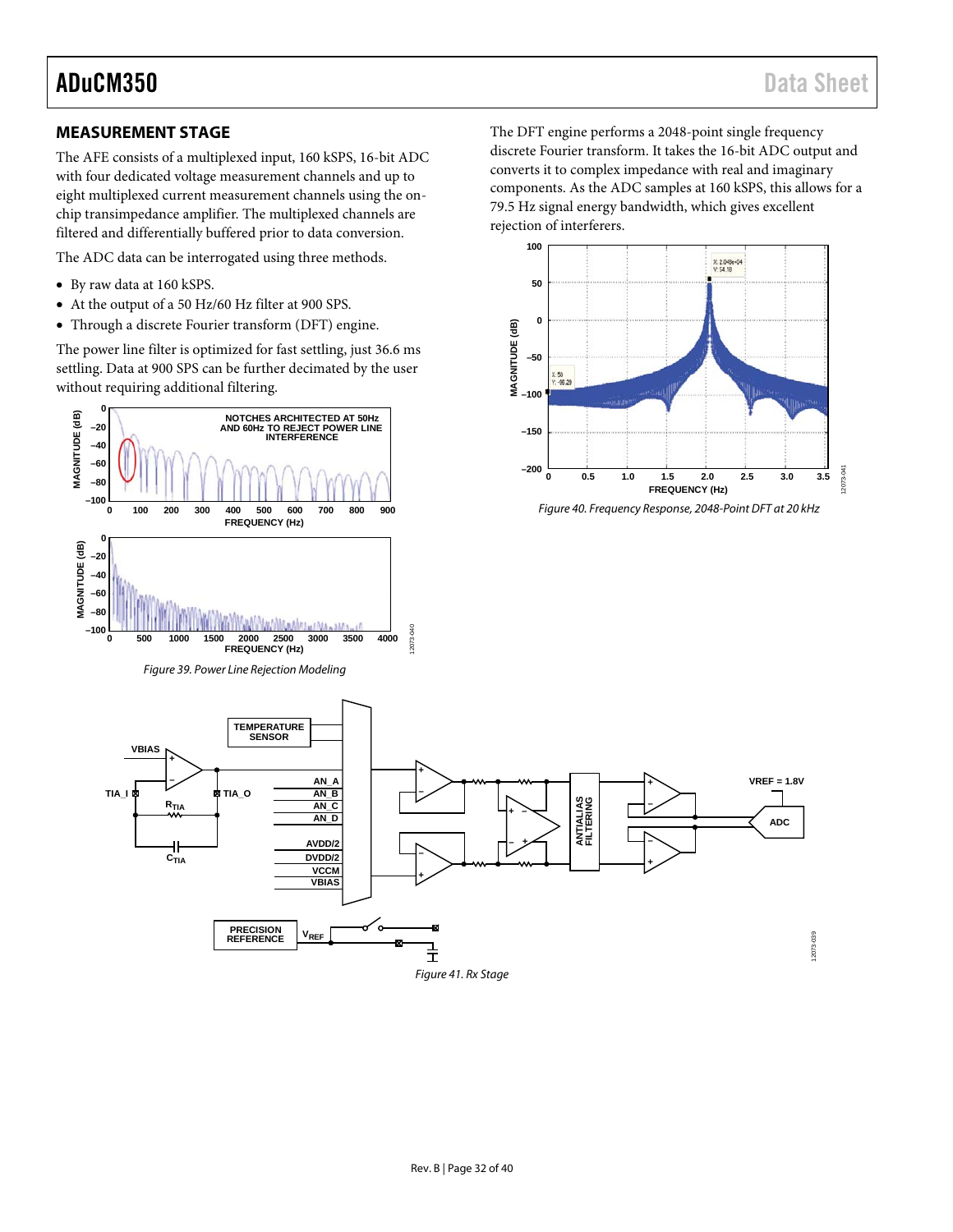## MEASUREMENT STAGE

The AFE consists of a multiplexed input, 160 kSPS, 16-bit ADC with four dedicated voltage measurement channels and up to eight multiplexed current measurement channels using the on-chip transimpedance amplifier. The multiplexed channels are filtered and differentially buffered prior to data conversion.

The ADC data can be interrogated using three methods.

- By raw data at 160 kSPS.
- At the output of a 50 Hz/60 Hz filter at 900 SPS.
- Through a discrete Fourier transform (DFT) engine.

The power line filter is optimized for fast settling, just 36.6 ms settling. Data at 900 SPS can be further decimated by the user without requiring additional filtering.

*Figure 39. Power Line Rejection Modeling*

The DFT engine performs a 2048-point single frequency discrete Fourier transform. It takes the 16-bit ADC output and converts it to complex impedance with real and imaginary components. As the ADC samples at 160 kSPS, this allows for a 79.5 Hz signal energy bandwidth, which gives excellent rejection of interferers.

*Figure 40. Frequency Response, 2048-Point DFT at 20 kHz*

*Figure 41. Rx Stage*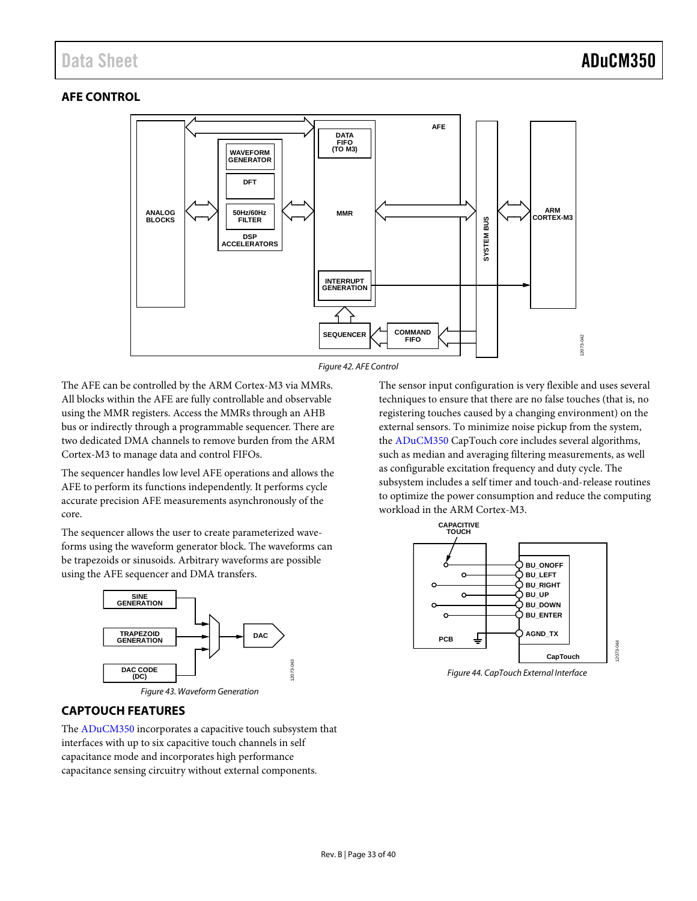## AFE CONTROL

Figure 42. AFE Control

The AFE can be controlled by the ARM Cortex-M3 via MMRs. All blocks within the AFE are fully controllable and observable using the MMR registers. Access the MMRs through an AHB bus or indirectly through a programmable sequencer. There are two dedicated DMA channels to remove burden from the ARM Cortex-M3 to manage data and control FIFOs.

The sequencer handles low level AFE operations and allows the AFE to perform its functions independently. It performs cycle accurate precision AFE measurements asynchronously of the core.

The sequencer allows the user to create parameterized wave-forms using the waveform generator block. The waveforms can be trapezoids or sinusoids. Arbitrary waveforms are possible using the AFE sequencer and DMA transfers.

Figure 43. Waveform Generation

## CAPTOUCH FEATURES

The ADuCM350 incorporates a capacitive touch subsystem that interfaces with up to six capacitive touch channels in self capacitance mode and incorporates high performance capacitance sensing circuitry without external components.

The sensor input configuration is very flexible and uses several techniques to ensure that there are no false touches (that is, no registering touches caused by a changing environment) on the external sensors. To minimize noise pickup from the system, the ADuCM350 CapTouch core includes several algorithms, such as median and averaging filtering measurements, as well as configurable excitation frequency and duty cycle. The subsystem includes a self timer and touch-and-release routines to optimize the power consumption and reduce the computing workload in the ARM Cortex-M3.

Figure 44. CapTouch External Interface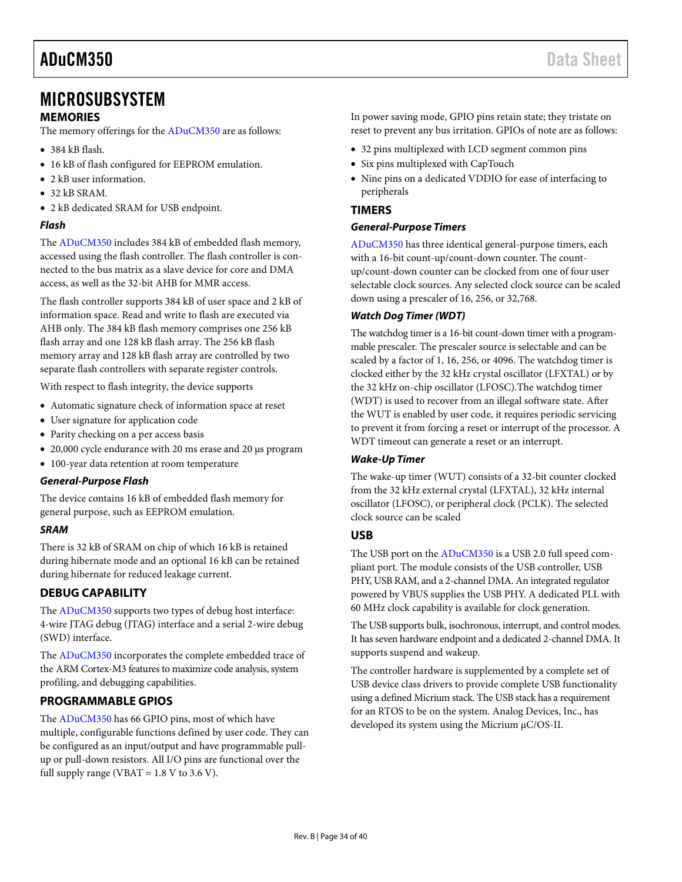# MICROSUBSYSTEM

## MEMORIES

The memory offerings for the ADuCM350 are as follows:

- 384 kB flash.
- 16 kB of flash configured for EEPROM emulation.
- 2 kB user information.
- 32 kB SRAM.
- 2 kB dedicated SRAM for USB endpoint.

### *Flash*

The ADuCM350 includes 384 kB of embedded flash memory, accessed using the flash controller. The flash controller is connected to the bus matrix as a slave device for core and DMA access, as well as the 32-bit AHB for MMR access.

The flash controller supports 384 kB of user space and 2 kB of information space. Read and write to flash are executed via AHB only. The 384 kB flash memory comprises one 256 kB flash array and one 128 kB flash array. The 256 kB flash memory array and 128 kB flash array are controlled by two separate flash controllers with separate register controls.

With respect to flash integrity, the device supports

- Automatic signature check of information space at reset
- User signature for application code
- Parity checking on a per access basis
- 20,000 cycle endurance with 20 ms erase and 20 µs program
- 100-year data retention at room temperature

### *General-Purpose Flash*

The device contains 16 kB of embedded flash memory for general purpose, such as EEPROM emulation.

### *SRAM*

There is 32 kB of SRAM on chip of which 16 kB is retained during hibernate mode and an optional 16 kB can be retained during hibernate for reduced leakage current.

## DEBUG CAPABILITY

The ADuCM350 supports two types of debug host interface: 4-wire JTAG debug (JTAG) interface and a serial 2-wire debug (SWD) interface.

The ADuCM350 incorporates the complete embedded trace of the ARM Cortex-M3 features to maximize code analysis, system profiling, and debugging capabilities.

## PROGRAMMABLE GPIOS

The ADuCM350 has 66 GPIO pins, most of which have multiple, configurable functions defined by user code. They can be configured as an input/output and have programmable pull-up or pull-down resistors. All I/O pins are functional over the full supply range (VBAT = 1.8 V to 3.6 V).

In power saving mode, GPIO pins retain state; they tristate on reset to prevent any bus irritation. GPIOs of note are as follows:

- 32 pins multiplexed with LCD segment common pins
- Six pins multiplexed with CapTouch
- Nine pins on a dedicated VDDIO for ease of interfacing to peripherals

## TIMERS

### *General-Purpose Timers*

ADuCM350 has three identical general-purpose timers, each with a 16-bit count-up/count-down counter. The count-up/count-down counter can be clocked from one of four user selectable clock sources. Any selected clock source can be scaled down using a prescaler of 16, 256, or 32,768.

### *Watch Dog Timer (WDT)*

The watchdog timer is a 16-bit count-down timer with a programmable prescaler. The prescaler source is selectable and can be scaled by a factor of 1, 16, 256, or 4096. The watchdog timer is clocked either by the 32 kHz crystal oscillator (LFXTAL) or by the 32 kHz on-chip oscillator (LFOSC).The watchdog timer (WDT) is used to recover from an illegal software state. After the WUT is enabled by user code, it requires periodic servicing to prevent it from forcing a reset or interrupt of the processor. A WDT timeout can generate a reset or an interrupt.

### *Wake-Up Timer*

The wake-up timer (WUT) consists of a 32-bit counter clocked from the 32 kHz external crystal (LFXTAL), 32 kHz internal oscillator (LFOSC), or peripheral clock (PCLK). The selected clock source can be scaled

## USB

The USB port on the ADuCM350 is a USB 2.0 full speed compliant port. The module consists of the USB controller, USB PHY, USB RAM, and a 2-channel DMA. An integrated regulator powered by VBUS supplies the USB PHY. A dedicated PLL with 60 MHz clock capability is available for clock generation.

The USB supports bulk, isochronous, interrupt, and control modes. It has seven hardware endpoint and a dedicated 2-channel DMA. It supports suspend and wakeup.

The controller hardware is supplemented by a complete set of USB device class drivers to provide complete USB functionality using a defined Micrium stack. The USB stack has a requirement for an RTOS to be on the system. Analog Devices, Inc., has developed its system using the Micrium µC/OS-II.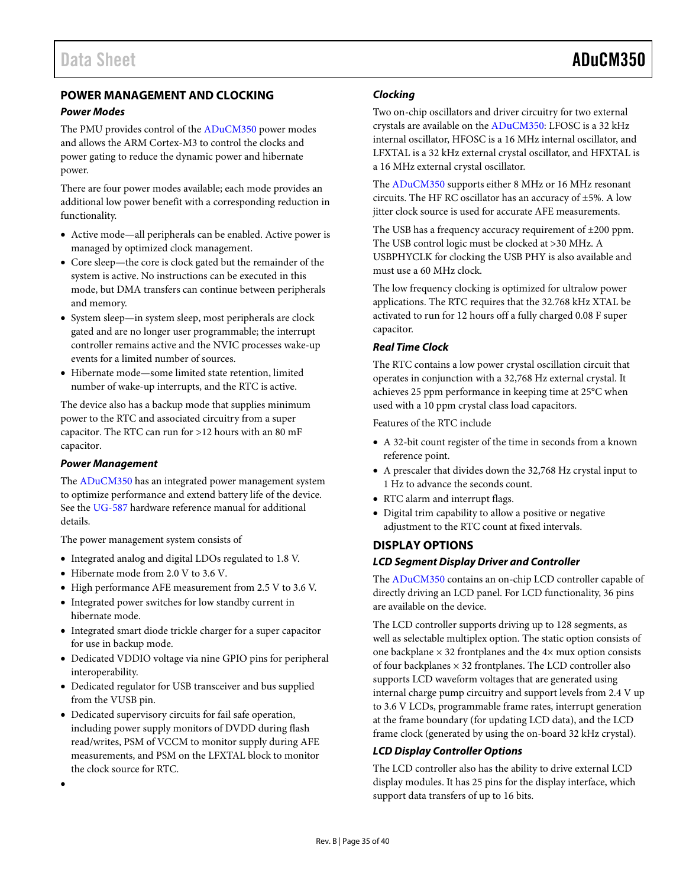## POWER MANAGEMENT AND CLOCKING

### Power Modes

The PMU provides control of the ADuCM350 power modes and allows the ARM Cortex-M3 to control the clocks and power gating to reduce the dynamic power and hibernate power.

There are four power modes available; each mode provides an additional low power benefit with a corresponding reduction in functionality.

- Active mode—all peripherals can be enabled. Active power is managed by optimized clock management.
- Core sleep—the core is clock gated but the remainder of the system is active. No instructions can be executed in this mode, but DMA transfers can continue between peripherals and memory.
- System sleep—in system sleep, most peripherals are clock gated and are no longer user programmable; the interrupt controller remains active and the NVIC processes wake-up events for a limited number of sources.
- Hibernate mode—some limited state retention, limited number of wake-up interrupts, and the RTC is active.

The device also has a backup mode that supplies minimum power to the RTC and associated circuitry from a super capacitor. The RTC can run for >12 hours with an 80 mF capacitor.

### Power Management

The ADuCM350 has an integrated power management system to optimize performance and extend battery life of the device. See the UG-587 hardware reference manual for additional details.

The power management system consists of

- Integrated analog and digital LDOs regulated to 1.8 V.
- Hibernate mode from 2.0 V to 3.6 V.
- High performance AFE measurement from 2.5 V to 3.6 V.
- Integrated power switches for low standby current in hibernate mode.
- Integrated smart diode trickle charger for a super capacitor for use in backup mode.
- Dedicated VDDIO voltage via nine GPIO pins for peripheral interoperability.
- Dedicated regulator for USB transceiver and bus supplied from the VUSB pin.
- Dedicated supervisory circuits for fail safe operation, including power supply monitors of DVDD during flash read/writes, PSM of VCCM to monitor supply during AFE measurements, and PSM on the LFXTAL block to monitor the clock source for RTC.
- 

### Clocking

Two on-chip oscillators and driver circuitry for two external crystals are available on the ADuCM350: LFOSC is a 32 kHz internal oscillator, HFOSC is a 16 MHz internal oscillator, and LFXTAL is a 32 kHz external crystal oscillator, and HFXTAL is a 16 MHz external crystal oscillator.

The ADuCM350 supports either 8 MHz or 16 MHz resonant circuits. The HF RC oscillator has an accuracy of ±5%. A low jitter clock source is used for accurate AFE measurements.

The USB has a frequency accuracy requirement of ±200 ppm. The USB control logic must be clocked at >30 MHz. A USBPHYCLK for clocking the USB PHY is also available and must use a 60 MHz clock.

The low frequency clocking is optimized for ultralow power applications. The RTC requires that the 32.768 kHz XTAL be activated to run for 12 hours off a fully charged 0.08 F super capacitor.

### Real Time Clock

The RTC contains a low power crystal oscillation circuit that operates in conjunction with a 32,768 Hz external crystal. It achieves 25 ppm performance in keeping time at 25°C when used with a 10 ppm crystal class load capacitors.

Features of the RTC include

- A 32-bit count register of the time in seconds from a known reference point.
- A prescaler that divides down the 32,768 Hz crystal input to 1 Hz to advance the seconds count.
- RTC alarm and interrupt flags.
- Digital trim capability to allow a positive or negative adjustment to the RTC count at fixed intervals.

## DISPLAY OPTIONS

### LCD Segment Display Driver and Controller

The ADuCM350 contains an on-chip LCD controller capable of directly driving an LCD panel. For LCD functionality, 36 pins are available on the device.

The LCD controller supports driving up to 128 segments, as well as selectable multiplex option. The static option consists of one backplane × 32 frontplanes and the 4× mux option consists of four backplanes × 32 frontplanes. The LCD controller also supports LCD waveform voltages that are generated using internal charge pump circuitry and support levels from 2.4 V up to 3.6 V LCDs, programmable frame rates, interrupt generation at the frame boundary (for updating LCD data), and the LCD frame clock (generated by using the on-board 32 kHz crystal).

### LCD Display Controller Options

The LCD controller also has the ability to drive external LCD display modules. It has 25 pins for the display interface, which support data transfers of up to 16 bits.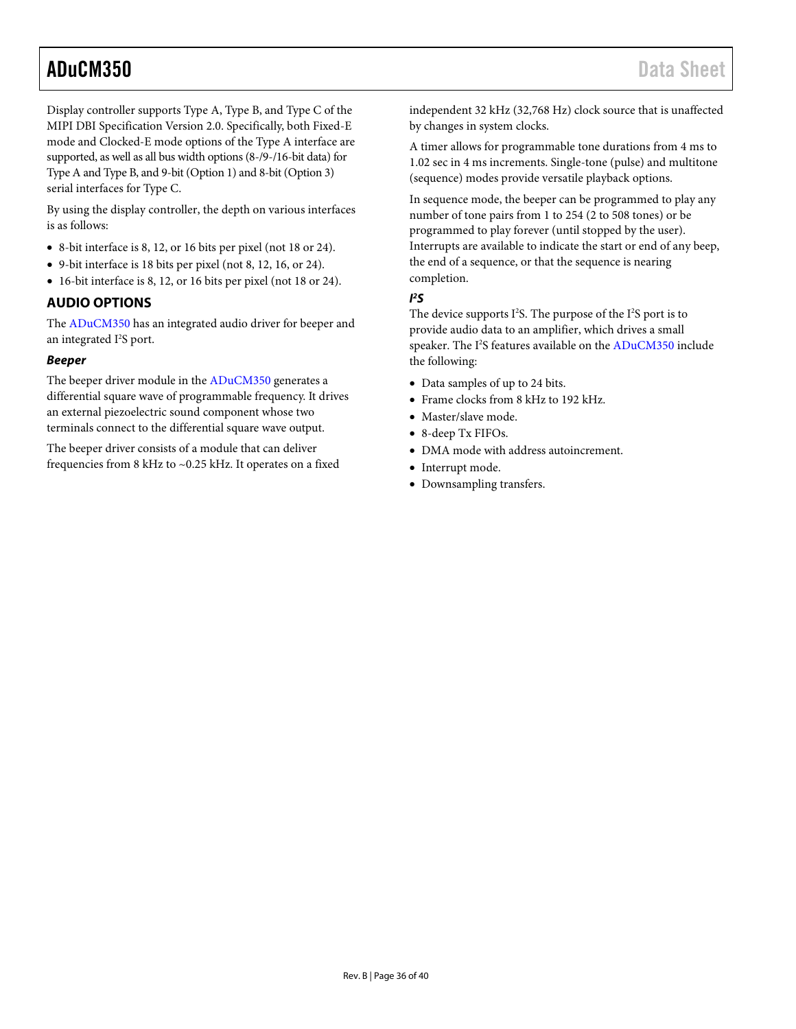Display controller supports Type A, Type B, and Type C of the MIPI DBI Specification Version 2.0. Specifically, both Fixed-E mode and Clocked-E mode options of the Type A interface are supported, as well as all bus width options (8-/9-/16-bit data) for Type A and Type B, and 9-bit (Option 1) and 8-bit (Option 3) serial interfaces for Type C.

By using the display controller, the depth on various interfaces is as follows:

- 8-bit interface is 8, 12, or 16 bits per pixel (not 18 or 24).
- 9-bit interface is 18 bits per pixel (not 8, 12, 16, or 24).
- 16-bit interface is 8, 12, or 16 bits per pixel (not 18 or 24).

## AUDIO OPTIONS

The ADuCM350 has an integrated audio driver for beeper and an integrated I²S port.

### Beeper

The beeper driver module in the ADuCM350 generates a differential square wave of programmable frequency. It drives an external piezoelectric sound component whose two terminals connect to the differential square wave output.

The beeper driver consists of a module that can deliver frequencies from 8 kHz to ~0.25 kHz. It operates on a fixed independent 32 kHz (32,768 Hz) clock source that is unaffected by changes in system clocks.

A timer allows for programmable tone durations from 4 ms to 1.02 sec in 4 ms increments. Single-tone (pulse) and multitone (sequence) modes provide versatile playback options.

In sequence mode, the beeper can be programmed to play any number of tone pairs from 1 to 254 (2 to 508 tones) or be programmed to play forever (until stopped by the user). Interrupts are available to indicate the start or end of any beep, the end of a sequence, or that the sequence is nearing completion.

### I²S

The device supports I²S. The purpose of the I²S port is to provide audio data to an amplifier, which drives a small speaker. The I²S features available on the ADuCM350 include the following:

- Data samples of up to 24 bits.
- Frame clocks from 8 kHz to 192 kHz.
- Master/slave mode.
- 8-deep Tx FIFOs.
- DMA mode with address autoincrement.
- Interrupt mode.
- Downsampling transfers.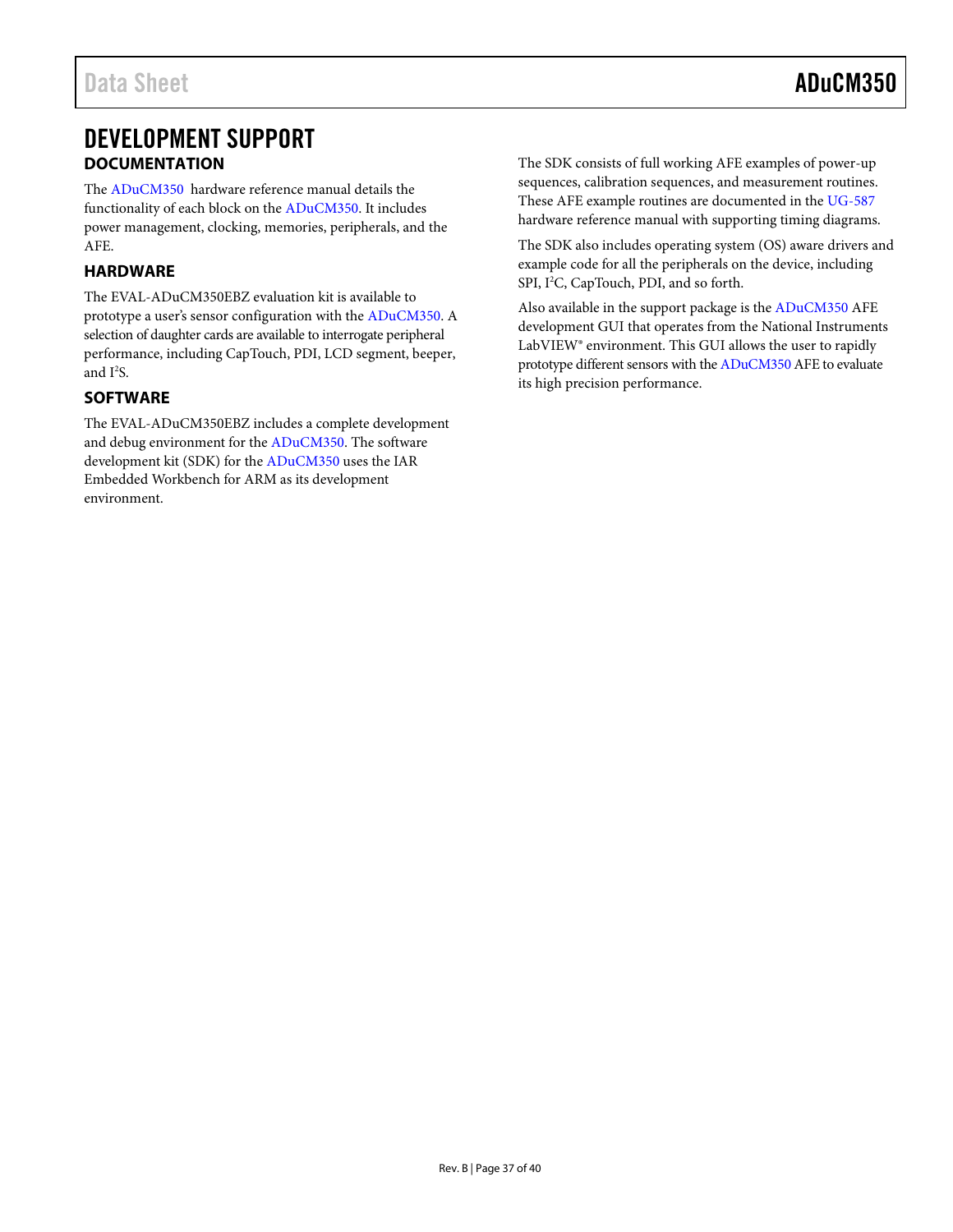# DEVELOPMENT SUPPORT

## DOCUMENTATION

The ADuCM350 hardware reference manual details the functionality of each block on the ADuCM350. It includes power management, clocking, memories, peripherals, and the AFE.

## HARDWARE

The EVAL-ADuCM350EBZ evaluation kit is available to prototype a user's sensor configuration with the ADuCM350. A selection of daughter cards are available to interrogate peripheral performance, including CapTouch, PDI, LCD segment, beeper, and I$^2$S.

## SOFTWARE

The EVAL-ADuCM350EBZ includes a complete development and debug environment for the ADuCM350. The software development kit (SDK) for the ADuCM350 uses the IAR Embedded Workbench for ARM as its development environment.

The SDK consists of full working AFE examples of power-up sequences, calibration sequences, and measurement routines. These AFE example routines are documented in the UG-587 hardware reference manual with supporting timing diagrams.

The SDK also includes operating system (OS) aware drivers and example code for all the peripherals on the device, including SPI, I$^2$C, CapTouch, PDI, and so forth.

Also available in the support package is the ADuCM350 AFE development GUI that operates from the National Instruments LabVIEW® environment. This GUI allows the user to rapidly prototype different sensors with the ADuCM350 AFE to evaluate its high precision performance.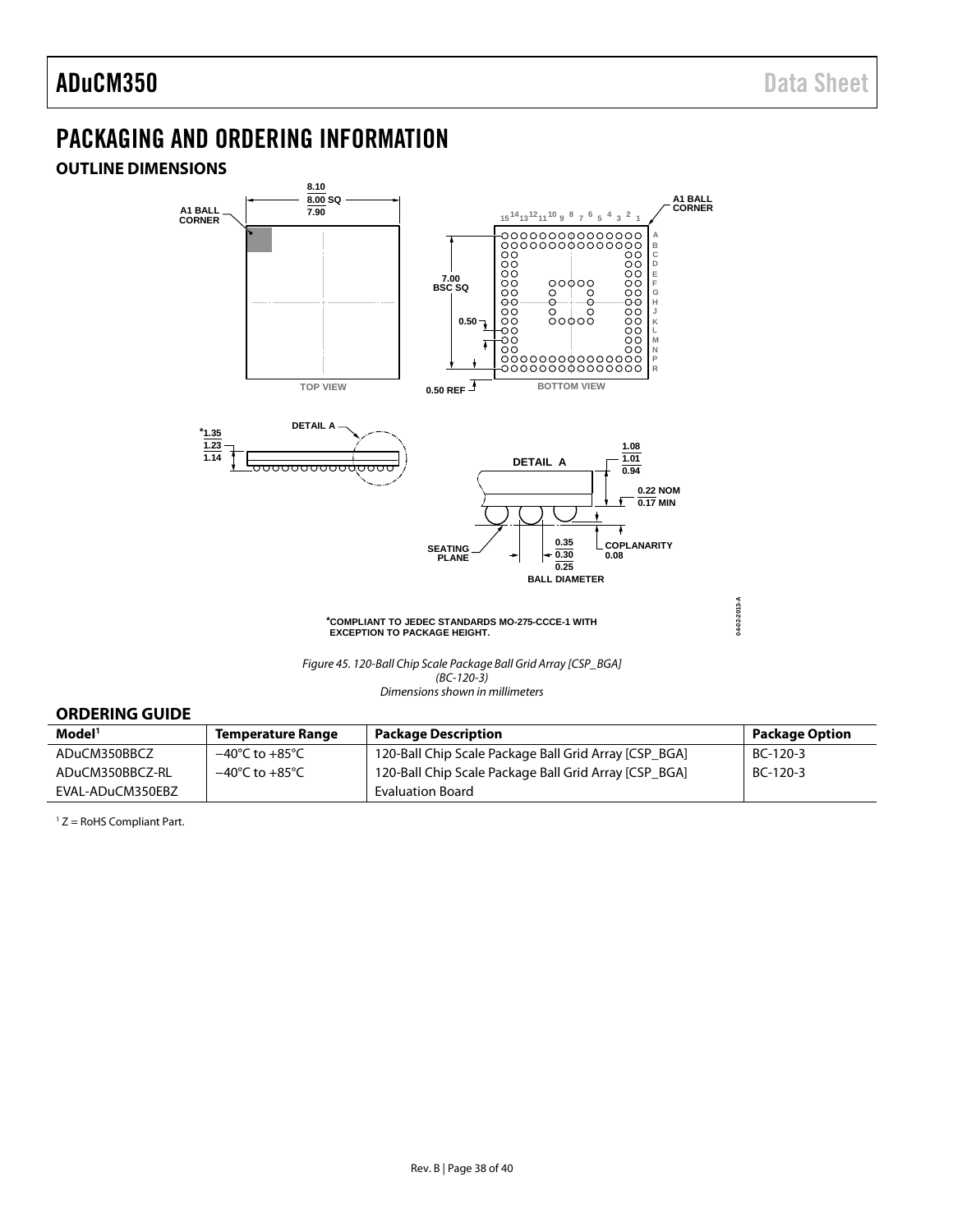# PACKAGING AND ORDERING INFORMATION

## OUTLINE DIMENSIONS

Figure 45. 120-Ball Chip Scale Package Ball Grid Array [CSP_BGA]
(BC-120-3)
Dimensions shown in millimeters

## ORDERING GUIDE

| Model[1] | Temperature Range | Package Description | Package Option |
|---|---|---|---|
| ADuCM350BBCZ | −40°C to +85°C | 120-Ball Chip Scale Package Ball Grid Array [CSP_BGA] | BC-120-3 |
| ADuCM350BBCZ-RL | −40°C to +85°C | 120-Ball Chip Scale Package Ball Grid Array [CSP_BGA] | BC-120-3 |
| EVAL-ADuCM350EBZ | | Evaluation Board | |

[1] Z = RoHS Compliant Part.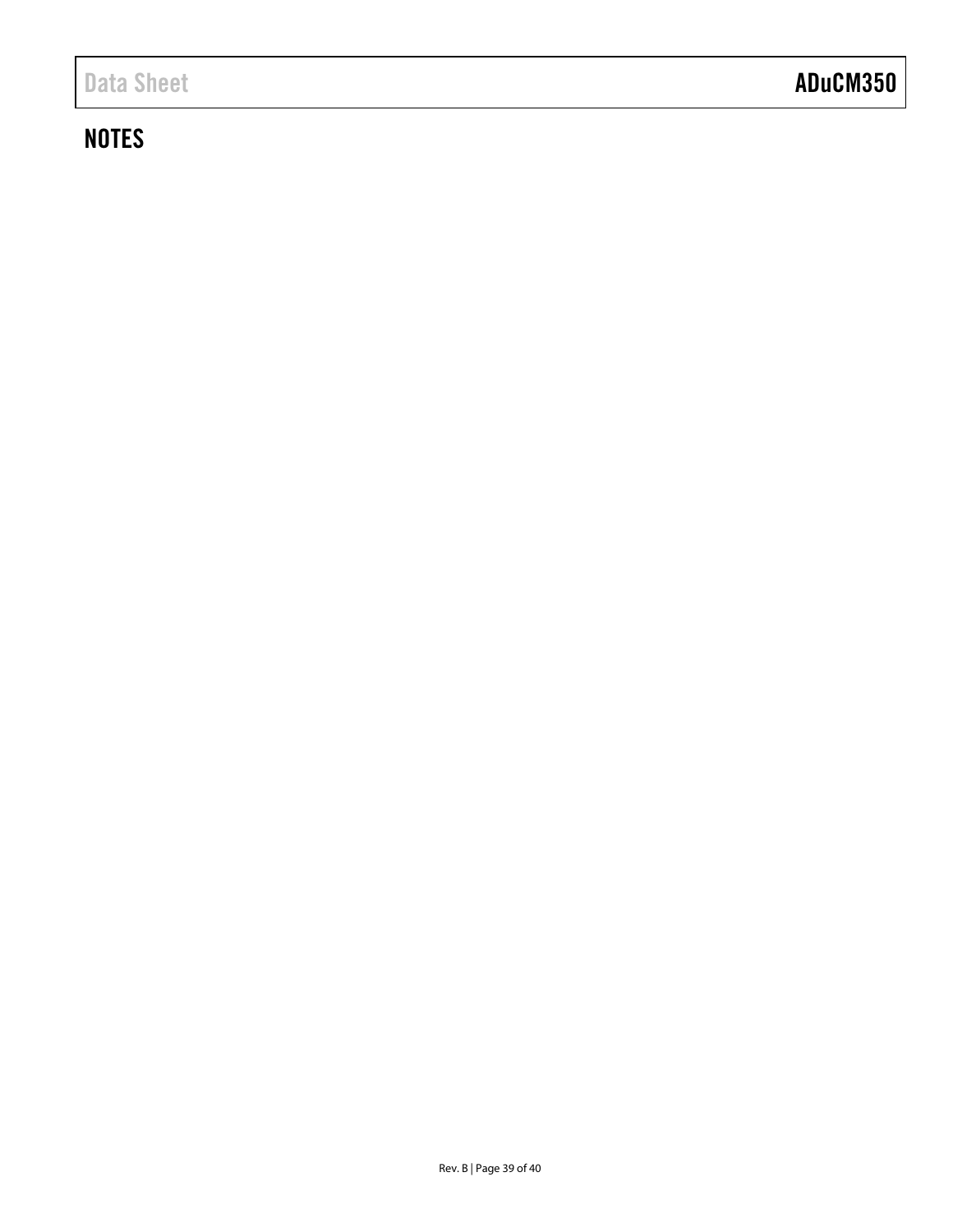## NOTES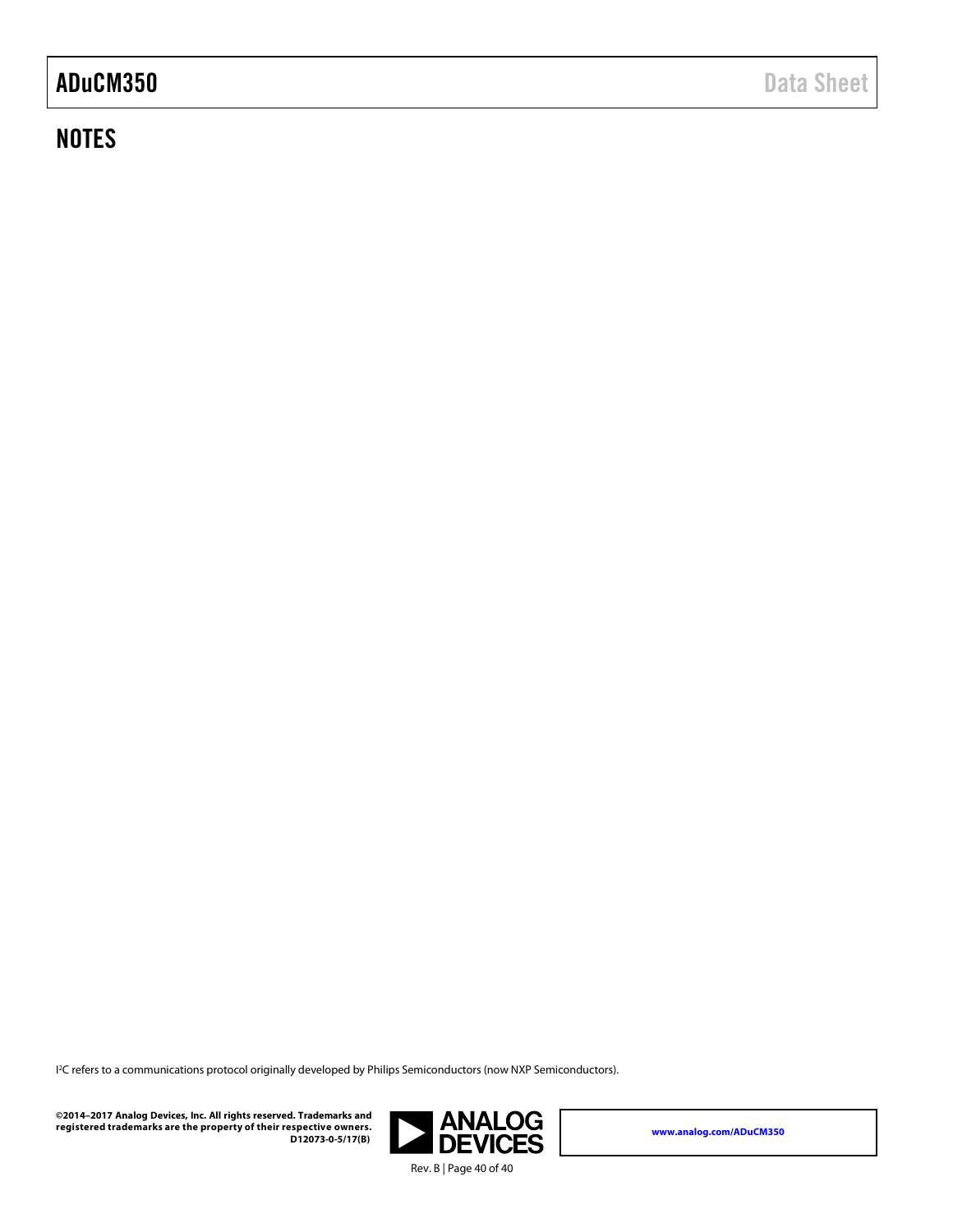# NOTES

I²C refers to a communications protocol originally developed by Philips Semiconductors (now NXP Semiconductors).

**©2014–2017 Analog Devices, Inc. All rights reserved. Trademarks and registered trademarks are the property of their respective owners. D12073-0-5/17(B)**

www.analog.com/ADuCM350